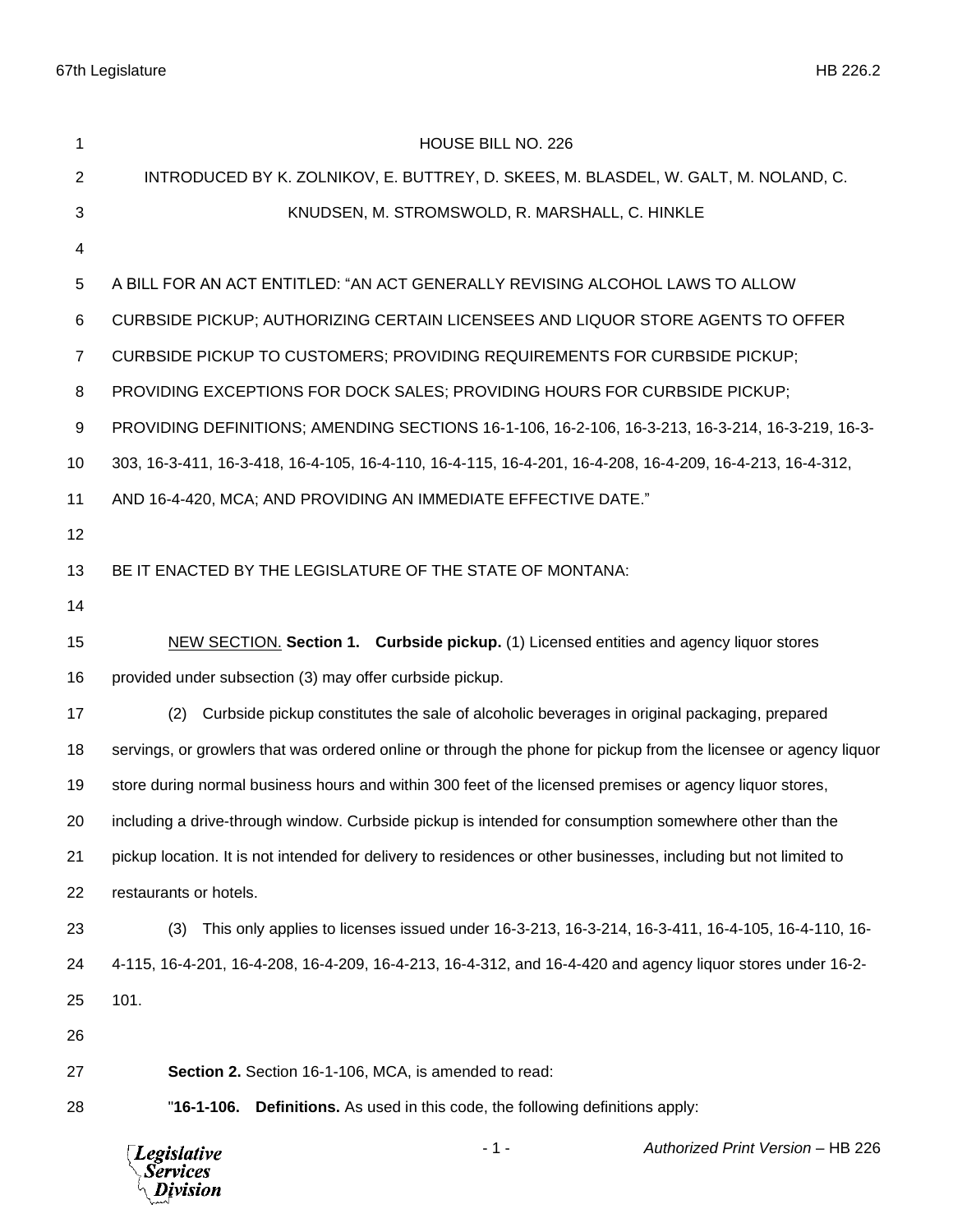# HOUSE BILL NO. 226

INTRODUCED BY K. ZOLNIKOV, E. BUTTREY, D. SKEES, M. BLASDEL, W. GALT, M. NOLAND, C. KNUDSEN, M. STROMSWOLD, R. MARSHALL, C. HINKLE

A BILL FOR AN ACT ENTITLED: "AN ACT GENERALLY REVISING ALCOHOL LAWS TO ALLOW CURBSIDE PICKUP; AUTHORIZING CERTAIN LICENSEES AND LIQUOR STORE AGENTS TO OFFER CURBSIDE PICKUP TO CUSTOMERS; PROVIDING REQUIREMENTS FOR CURBSIDE PICKUP; PROVIDING EXCEPTIONS FOR DOCK SALES; PROVIDING HOURS FOR CURBSIDE PICKUP; PROVIDING DEFINITIONS; AMENDING SECTIONS 16-1-106, 16-2-106, 16-3-213, 16-3-214, 16-3-219, 16-3-303, 16-3-411, 16-3-418, 16-4-105, 16-4-110, 16-4-115, 16-4-201, 16-4-208, 16-4-209, 16-4-213, 16-4-312, AND 16-4-420, MCA; AND PROVIDING AN IMMEDIATE EFFECTIVE DATE."

BE IT ENACTED BY THE LEGISLATURE OF THE STATE OF MONTANA:

NEW SECTION. **Section 1. Curbside pickup.** (1) Licensed entities and agency liquor stores provided under subsection (3) may offer curbside pickup.

(2) Curbside pickup constitutes the sale of alcoholic beverages in original packaging, prepared servings, or growlers that was ordered online or through the phone for pickup from the licensee or agency liquor store during normal business hours and within 300 feet of the licensed premises or agency liquor stores, including a drive-through window. Curbside pickup is intended for consumption somewhere other than the pickup location. It is not intended for delivery to residences or other businesses, including but not limited to restaurants or hotels.

(3) This only applies to licenses issued under 16-3-213, 16-3-214, 16-3-411, 16-4-105, 16-4-110, 16-4-115, 16-4-201, 16-4-208, 16-4-209, 16-4-213, 16-4-312, and 16-4-420 and agency liquor stores under 16-2-101.

**Section 2.** Section 16-1-106, MCA, is amended to read:

"**16-1-106. Definitions.** As used in this code, the following definitions apply: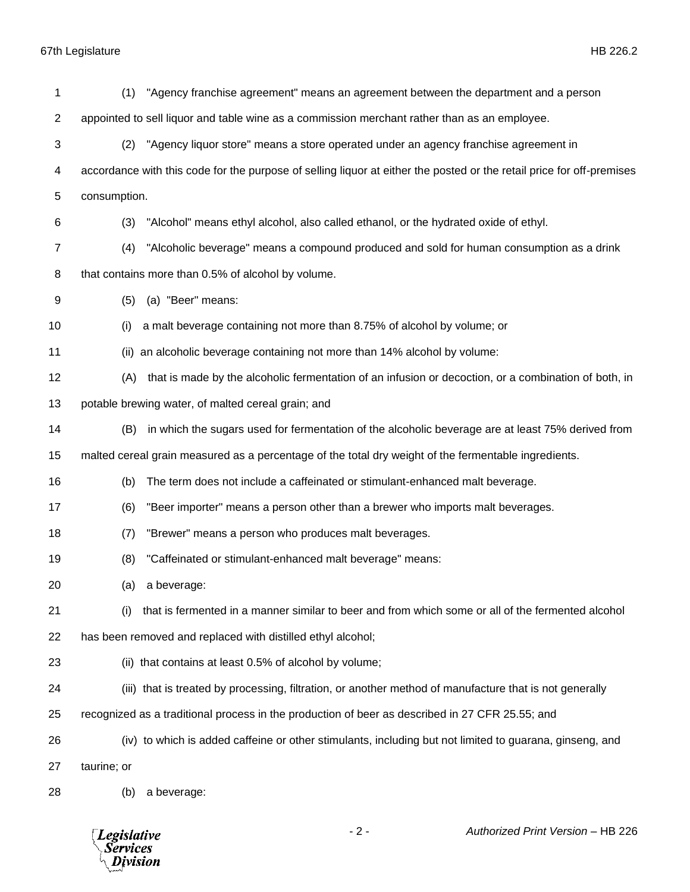(1) "Agency franchise agreement" means an agreement between the department and a person appointed to sell liquor and table wine as a commission merchant rather than as an employee.

(2) "Agency liquor store" means a store operated under an agency franchise agreement in accordance with this code for the purpose of selling liquor at either the posted or the retail price for off-premises consumption.

(3) "Alcohol" means ethyl alcohol, also called ethanol, or the hydrated oxide of ethyl.

(4) "Alcoholic beverage" means a compound produced and sold for human consumption as a drink that contains more than 0.5% of alcohol by volume.

(5) (a) "Beer" means:

(i) a malt beverage containing not more than 8.75% of alcohol by volume; or

(ii) an alcoholic beverage containing not more than 14% alcohol by volume:

(A) that is made by the alcoholic fermentation of an infusion or decoction, or a combination of both, in potable brewing water, of malted cereal grain; and

(B) in which the sugars used for fermentation of the alcoholic beverage are at least 75% derived from malted cereal grain measured as a percentage of the total dry weight of the fermentable ingredients.

(b) The term does not include a caffeinated or stimulant-enhanced malt beverage.

(6) "Beer importer" means a person other than a brewer who imports malt beverages.

(7) "Brewer" means a person who produces malt beverages.

(8) "Caffeinated or stimulant-enhanced malt beverage" means:

(a) a beverage:

(i) that is fermented in a manner similar to beer and from which some or all of the fermented alcohol has been removed and replaced with distilled ethyl alcohol;

(ii) that contains at least 0.5% of alcohol by volume;

(iii) that is treated by processing, filtration, or another method of manufacture that is not generally recognized as a traditional process in the production of beer as described in 27 CFR 25.55; and

(iv) to which is added caffeine or other stimulants, including but not limited to guarana, ginseng, and taurine; or

(b) a beverage: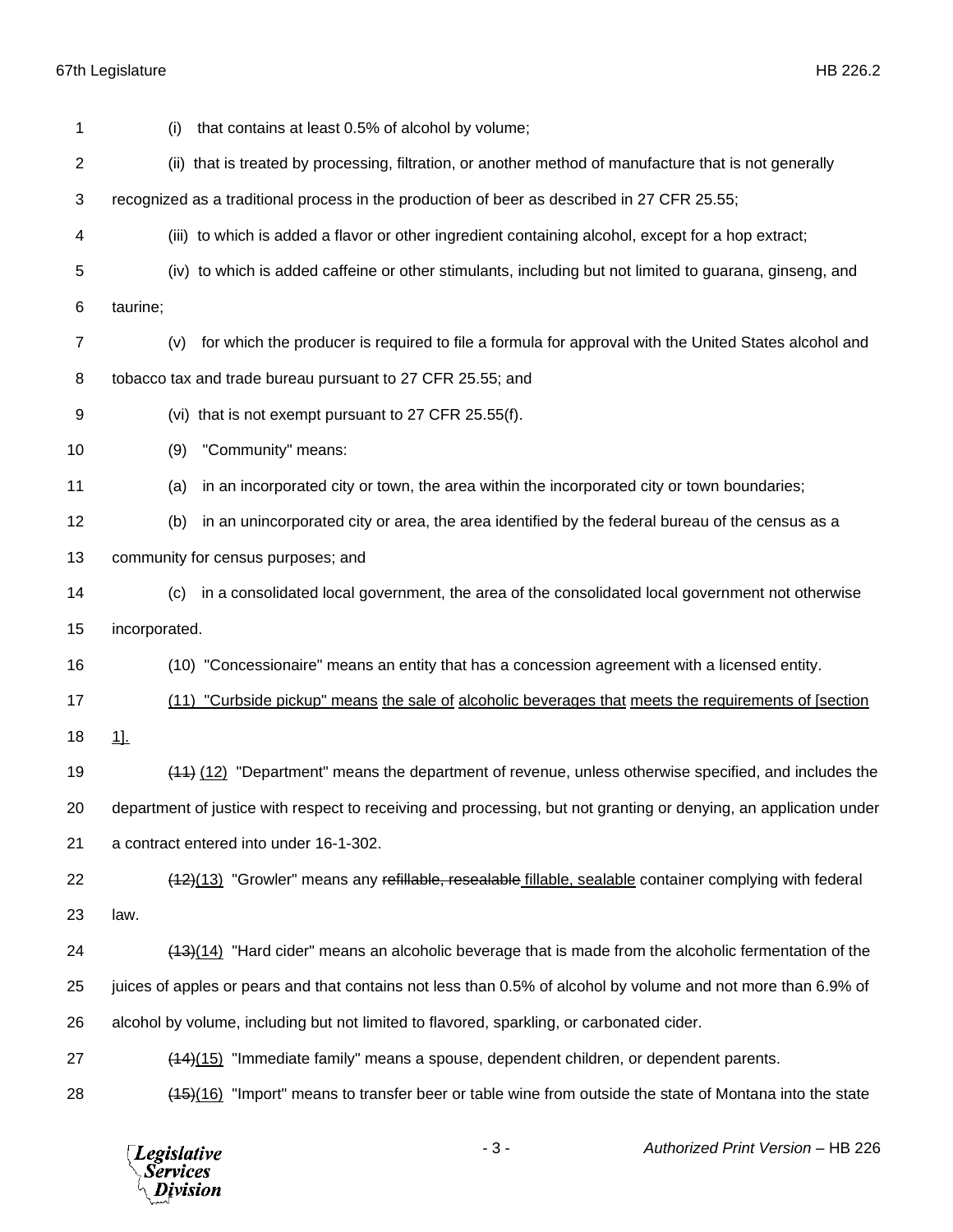(i) that contains at least 0.5% of alcohol by volume;

(ii) that is treated by processing, filtration, or another method of manufacture that is not generally recognized as a traditional process in the production of beer as described in 27 CFR 25.55;

(iii) to which is added a flavor or other ingredient containing alcohol, except for a hop extract;

(iv) to which is added caffeine or other stimulants, including but not limited to guarana, ginseng, and taurine;

(v) for which the producer is required to file a formula for approval with the United States alcohol and tobacco tax and trade bureau pursuant to 27 CFR 25.55; and

(vi) that is not exempt pursuant to 27 CFR 25.55(f).

(9) "Community" means:

(a) in an incorporated city or town, the area within the incorporated city or town boundaries;

(b) in an unincorporated city or area, the area identified by the federal bureau of the census as a community for census purposes; and

(c) in a consolidated local government, the area of the consolidated local government not otherwise incorporated.

(10) "Concessionaire" means an entity that has a concession agreement with a licensed entity.

<u>(11) "Curbside pickup" means the sale of alcoholic beverages that meets the requirements of [section 1].</u>

~~(11)~~ <u>(12)</u> "Department" means the department of revenue, unless otherwise specified, and includes the department of justice with respect to receiving and processing, but not granting or denying, an application under a contract entered into under 16-1-302.

~~(12)~~<u>(13)</u> "Growler" means any ~~refillable, resealable~~ <u>fillable, sealable</u> container complying with federal law.

~~(13)~~<u>(14)</u> "Hard cider" means an alcoholic beverage that is made from the alcoholic fermentation of the juices of apples or pears and that contains not less than 0.5% of alcohol by volume and not more than 6.9% of alcohol by volume, including but not limited to flavored, sparkling, or carbonated cider.

~~(14)~~<u>(15)</u> "Immediate family" means a spouse, dependent children, or dependent parents.

~~(15)~~<u>(16)</u> "Import" means to transfer beer or table wine from outside the state of Montana into the state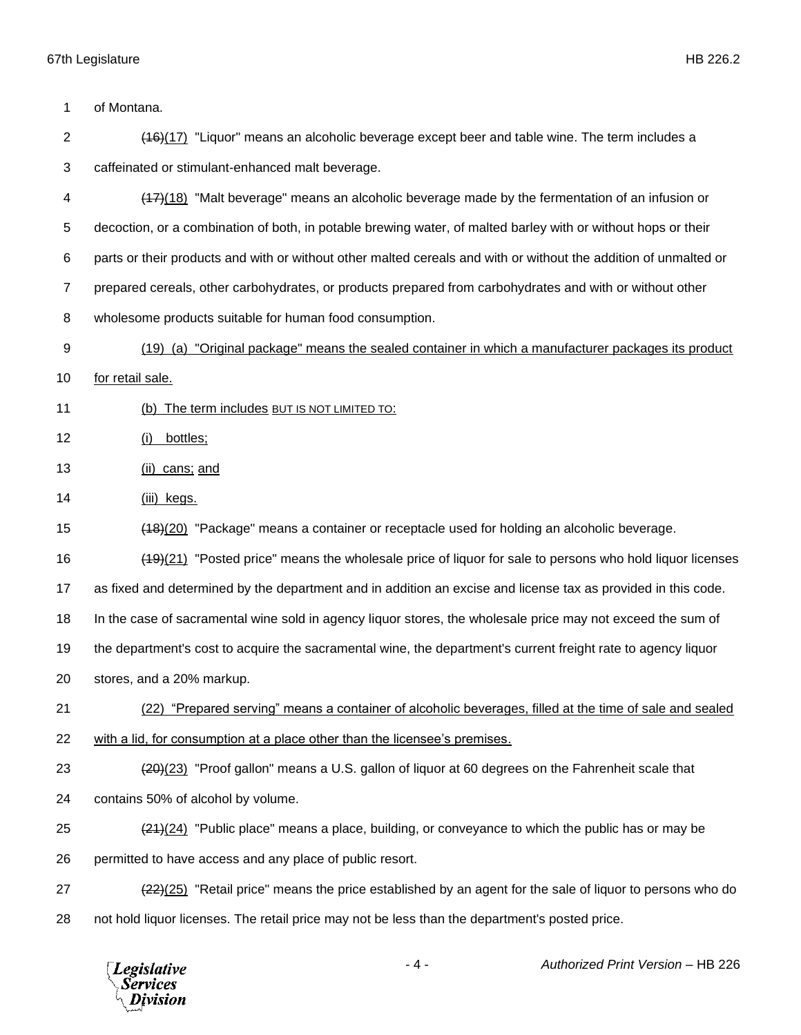of Montana.

~~(16)~~(17) "Liquor" means an alcoholic beverage except beer and table wine. The term includes a caffeinated or stimulant-enhanced malt beverage.

~~(17)~~(18) "Malt beverage" means an alcoholic beverage made by the fermentation of an infusion or decoction, or a combination of both, in potable brewing water, of malted barley with or without hops or their parts or their products and with or without other malted cereals and with or without the addition of unmalted or prepared cereals, other carbohydrates, or products prepared from carbohydrates and with or without other wholesome products suitable for human food consumption.

(19) (a) "Original package" means the sealed container in which a manufacturer packages its product for retail sale.

(b) The term includes BUT IS NOT LIMITED TO:

(i) bottles;

(ii) cans; and

(iii) kegs.

~~(18)~~(20) "Package" means a container or receptacle used for holding an alcoholic beverage.

~~(19)~~(21) "Posted price" means the wholesale price of liquor for sale to persons who hold liquor licenses as fixed and determined by the department and in addition an excise and license tax as provided in this code. In the case of sacramental wine sold in agency liquor stores, the wholesale price may not exceed the sum of the department's cost to acquire the sacramental wine, the department's current freight rate to agency liquor stores, and a 20% markup.

(22) "Prepared serving" means a container of alcoholic beverages, filled at the time of sale and sealed with a lid, for consumption at a place other than the licensee's premises.

~~(20)~~(23) "Proof gallon" means a U.S. gallon of liquor at 60 degrees on the Fahrenheit scale that contains 50% of alcohol by volume.

~~(21)~~(24) "Public place" means a place, building, or conveyance to which the public has or may be permitted to have access and any place of public resort.

~~(22)~~(25) "Retail price" means the price established by an agent for the sale of liquor to persons who do not hold liquor licenses. The retail price may not be less than the department's posted price.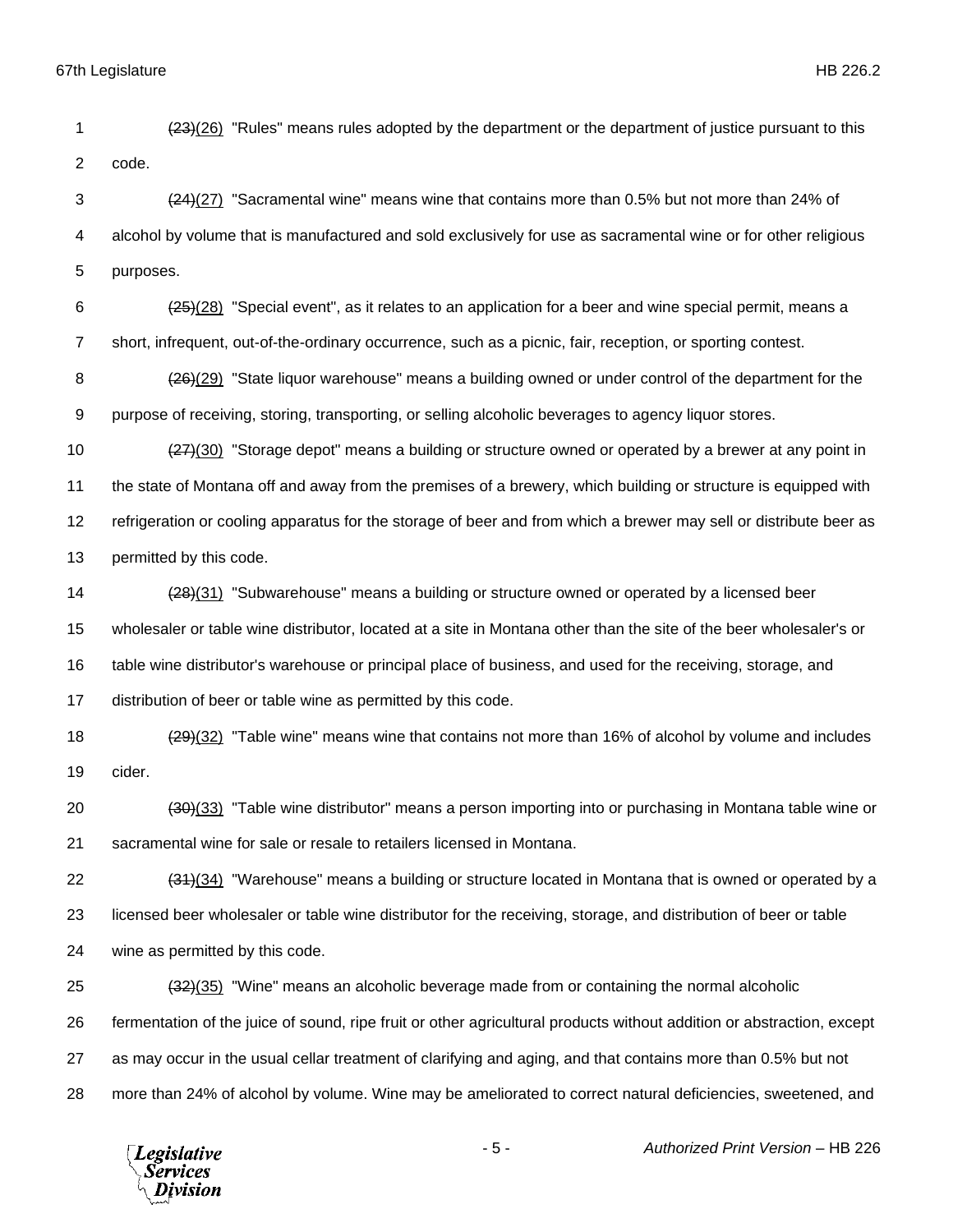~~(23)~~(26) "Rules" means rules adopted by the department or the department of justice pursuant to this code.

~~(24)~~(27) "Sacramental wine" means wine that contains more than 0.5% but not more than 24% of alcohol by volume that is manufactured and sold exclusively for use as sacramental wine or for other religious purposes.

~~(25)~~(28) "Special event", as it relates to an application for a beer and wine special permit, means a short, infrequent, out-of-the-ordinary occurrence, such as a picnic, fair, reception, or sporting contest.

~~(26)~~(29) "State liquor warehouse" means a building owned or under control of the department for the purpose of receiving, storing, transporting, or selling alcoholic beverages to agency liquor stores.

~~(27)~~(30) "Storage depot" means a building or structure owned or operated by a brewer at any point in the state of Montana off and away from the premises of a brewery, which building or structure is equipped with refrigeration or cooling apparatus for the storage of beer and from which a brewer may sell or distribute beer as permitted by this code.

~~(28)~~(31) "Subwarehouse" means a building or structure owned or operated by a licensed beer wholesaler or table wine distributor, located at a site in Montana other than the site of the beer wholesaler's or table wine distributor's warehouse or principal place of business, and used for the receiving, storage, and distribution of beer or table wine as permitted by this code.

~~(29)~~(32) "Table wine" means wine that contains not more than 16% of alcohol by volume and includes cider.

~~(30)~~(33) "Table wine distributor" means a person importing into or purchasing in Montana table wine or sacramental wine for sale or resale to retailers licensed in Montana.

~~(31)~~(34) "Warehouse" means a building or structure located in Montana that is owned or operated by a licensed beer wholesaler or table wine distributor for the receiving, storage, and distribution of beer or table wine as permitted by this code.

~~(32)~~(35) "Wine" means an alcoholic beverage made from or containing the normal alcoholic fermentation of the juice of sound, ripe fruit or other agricultural products without addition or abstraction, except as may occur in the usual cellar treatment of clarifying and aging, and that contains more than 0.5% but not more than 24% of alcohol by volume. Wine may be ameliorated to correct natural deficiencies, sweetened, and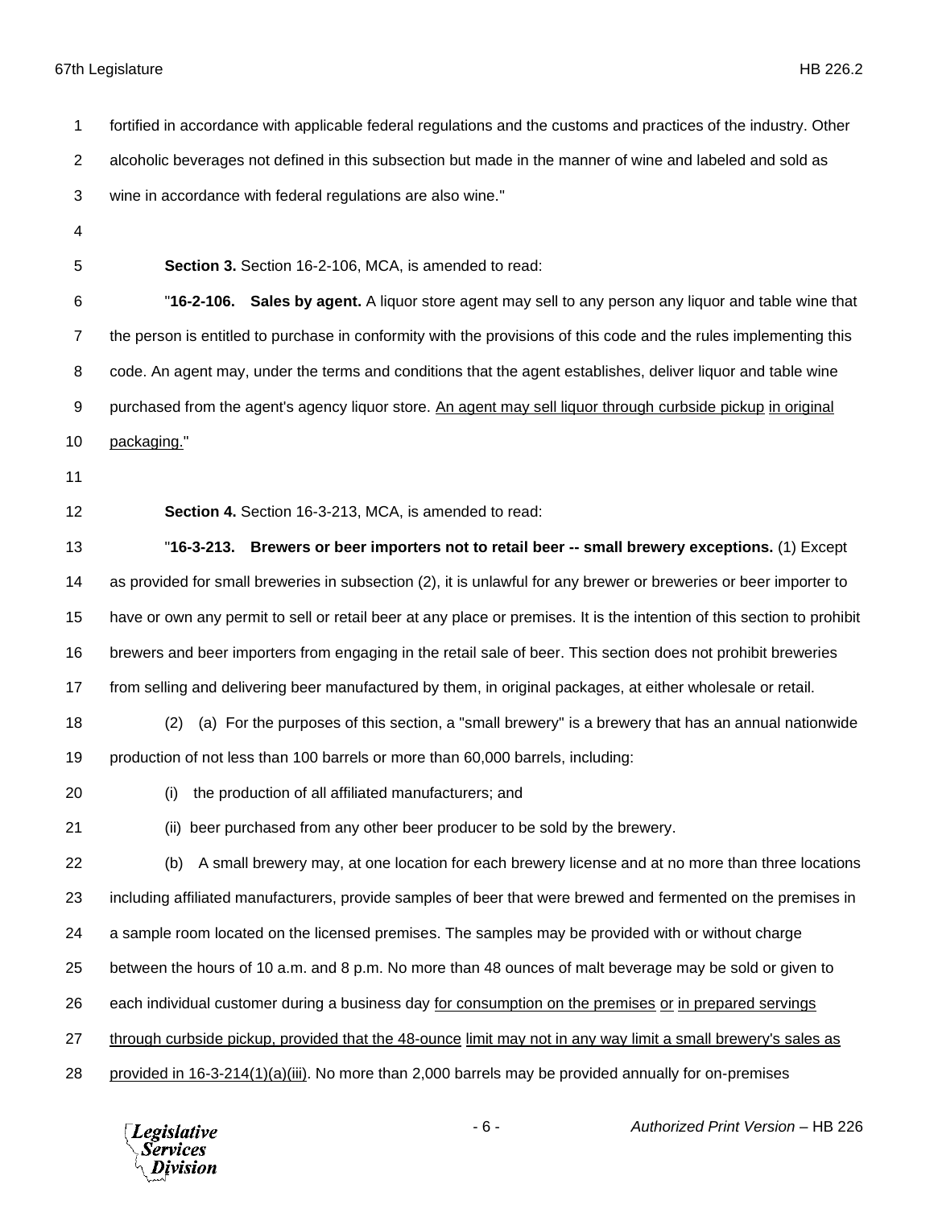fortified in accordance with applicable federal regulations and the customs and practices of the industry. Other alcoholic beverages not defined in this subsection but made in the manner of wine and labeled and sold as wine in accordance with federal regulations are also wine."

**Section 3.** Section 16-2-106, MCA, is amended to read:

"**16-2-106. Sales by agent.** A liquor store agent may sell to any person any liquor and table wine that the person is entitled to purchase in conformity with the provisions of this code and the rules implementing this code. An agent may, under the terms and conditions that the agent establishes, deliver liquor and table wine purchased from the agent's agency liquor store. <u>An agent may sell liquor through curbside pickup in original packaging.</u>"

**Section 4.** Section 16-3-213, MCA, is amended to read:

"**16-3-213. Brewers or beer importers not to retail beer -- small brewery exceptions.** (1) Except as provided for small breweries in subsection (2), it is unlawful for any brewer or breweries or beer importer to have or own any permit to sell or retail beer at any place or premises. It is the intention of this section to prohibit brewers and beer importers from engaging in the retail sale of beer. This section does not prohibit breweries from selling and delivering beer manufactured by them, in original packages, at either wholesale or retail.

(2) (a) For the purposes of this section, a "small brewery" is a brewery that has an annual nationwide production of not less than 100 barrels or more than 60,000 barrels, including:

(i) the production of all affiliated manufacturers; and

(ii) beer purchased from any other beer producer to be sold by the brewery.

(b) A small brewery may, at one location for each brewery license and at no more than three locations including affiliated manufacturers, provide samples of beer that were brewed and fermented on the premises in a sample room located on the licensed premises. The samples may be provided with or without charge between the hours of 10 a.m. and 8 p.m. No more than 48 ounces of malt beverage may be sold or given to each individual customer during a business day <u>for consumption on the premises or in prepared servings through curbside pickup, provided that the 48-ounce limit may not in any way limit a small brewery's sales as provided in 16-3-214(1)(a)(iii)</u>. No more than 2,000 barrels may be provided annually for on-premises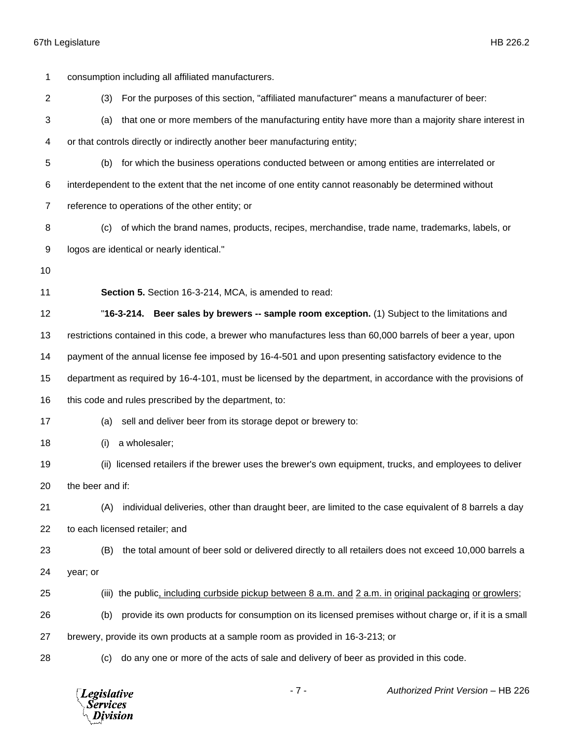consumption including all affiliated manufacturers.

(3) For the purposes of this section, "affiliated manufacturer" means a manufacturer of beer:

(a) that one or more members of the manufacturing entity have more than a majority share interest in or that controls directly or indirectly another beer manufacturing entity;

(b) for which the business operations conducted between or among entities are interrelated or interdependent to the extent that the net income of one entity cannot reasonably be determined without reference to operations of the other entity; or

(c) of which the brand names, products, recipes, merchandise, trade name, trademarks, labels, or logos are identical or nearly identical."

**Section 5.** Section 16-3-214, MCA, is amended to read:

"**16-3-214. Beer sales by brewers -- sample room exception.** (1) Subject to the limitations and restrictions contained in this code, a brewer who manufactures less than 60,000 barrels of beer a year, upon payment of the annual license fee imposed by 16-4-501 and upon presenting satisfactory evidence to the department as required by 16-4-101, must be licensed by the department, in accordance with the provisions of this code and rules prescribed by the department, to:

(a) sell and deliver beer from its storage depot or brewery to:

(i) a wholesaler;

(ii) licensed retailers if the brewer uses the brewer's own equipment, trucks, and employees to deliver the beer and if:

(A) individual deliveries, other than draught beer, are limited to the case equivalent of 8 barrels a day to each licensed retailer; and

(B) the total amount of beer sold or delivered directly to all retailers does not exceed 10,000 barrels a year; or

(iii) the public, including curbside pickup between 8 a.m. and 2 a.m. in original packaging or growlers;

(b) provide its own products for consumption on its licensed premises without charge or, if it is a small brewery, provide its own products at a sample room as provided in 16-3-213; or

(c) do any one or more of the acts of sale and delivery of beer as provided in this code.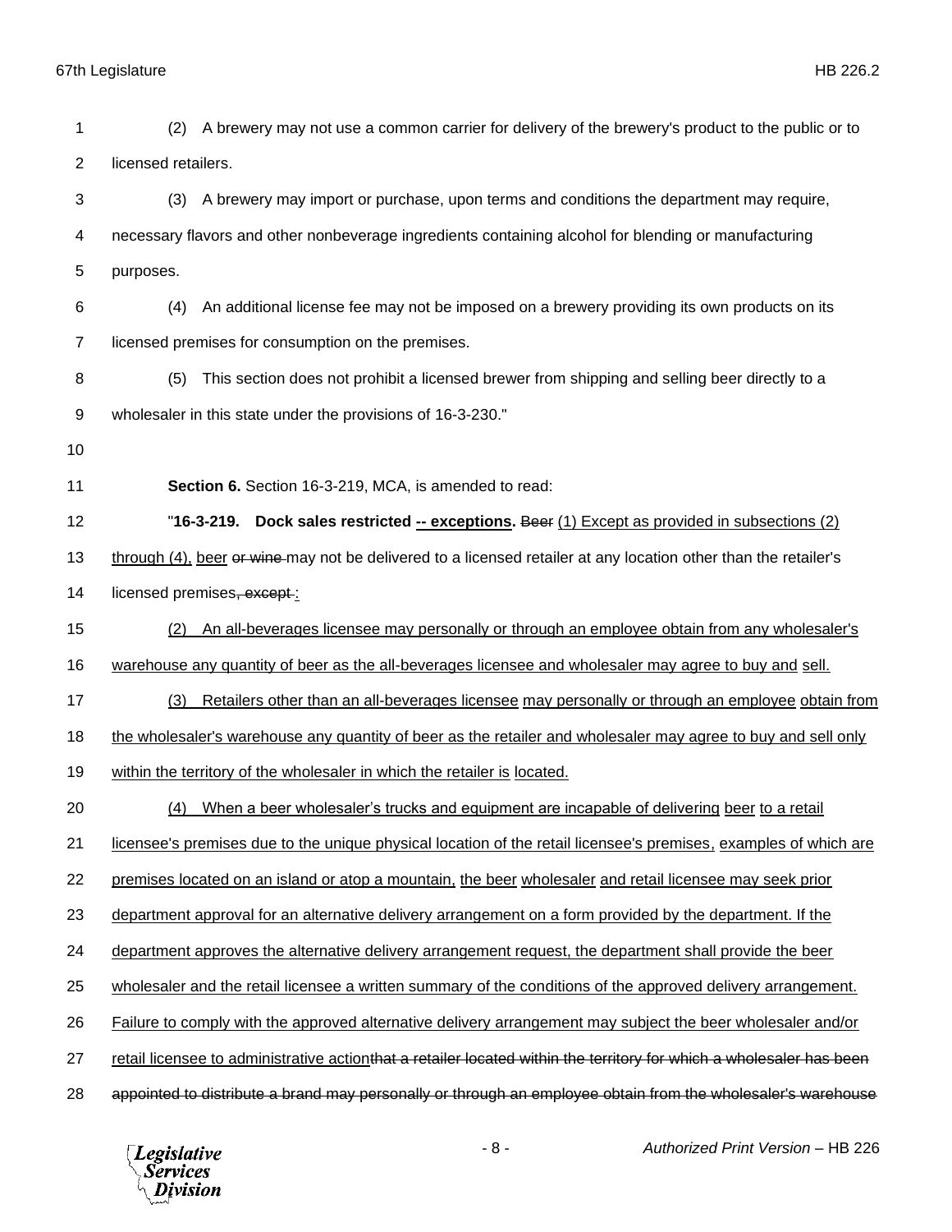(2) A brewery may not use a common carrier for delivery of the brewery's product to the public or to licensed retailers.

(3) A brewery may import or purchase, upon terms and conditions the department may require, necessary flavors and other nonbeverage ingredients containing alcohol for blending or manufacturing purposes.

(4) An additional license fee may not be imposed on a brewery providing its own products on its licensed premises for consumption on the premises.

(5) This section does not prohibit a licensed brewer from shipping and selling beer directly to a wholesaler in this state under the provisions of 16-3-230."

**Section 6.** Section 16-3-219, MCA, is amended to read:

"**16-3-219. Dock sales restricted <u>-- exceptions</u>.** ~~Beer~~ <u>(1) Except as provided in subsections (2) through (4), beer</u> ~~or wine~~ may not be delivered to a licensed retailer at any location other than the retailer's licensed premises~~, except~~<u>:</u>

<u>(2) An all-beverages licensee may personally or through an employee obtain from any wholesaler's warehouse any quantity of beer as the all-beverages licensee and wholesaler may agree to buy and sell.</u>

<u>(3) Retailers other than an all-beverages licensee may personally or through an employee obtain from the wholesaler's warehouse any quantity of beer as the retailer and wholesaler may agree to buy and sell only within the territory of the wholesaler in which the retailer is located.</u>

<u>(4) When a beer wholesaler's trucks and equipment are incapable of delivering beer to a retail licensee's premises due to the unique physical location of the retail licensee's premises, examples of which are premises located on an island or atop a mountain, the beer wholesaler and retail licensee may seek prior department approval for an alternative delivery arrangement on a form provided by the department. If the department approves the alternative delivery arrangement request, the department shall provide the beer wholesaler and the retail licensee a written summary of the conditions of the approved delivery arrangement. Failure to comply with the approved alternative delivery arrangement may subject the beer wholesaler and/or retail licensee to administrative action</u>~~that a retailer located within the territory for which a wholesaler has been appointed to distribute a brand may personally or through an employee obtain from the wholesaler's warehouse~~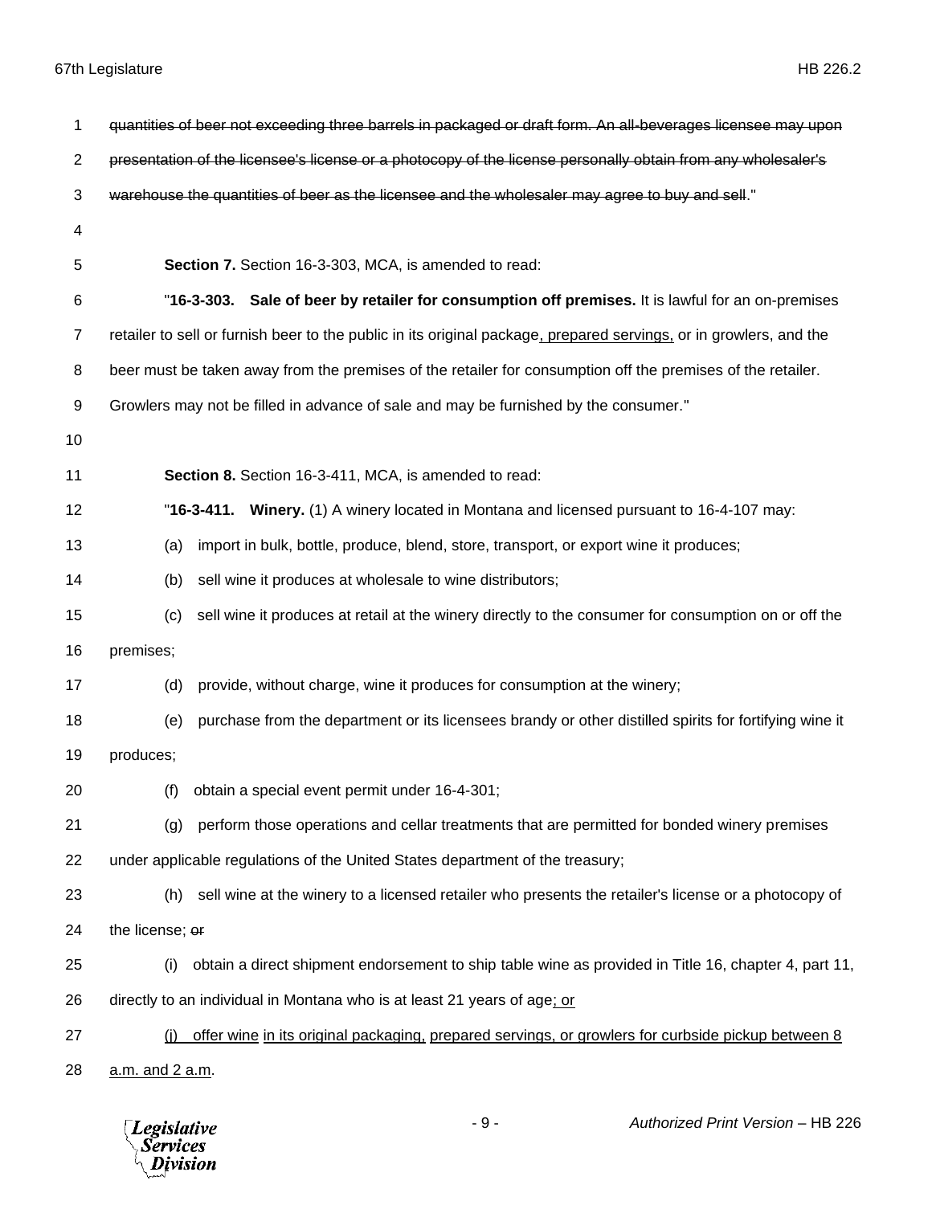~~quantities of beer not exceeding three barrels in packaged or draft form. An all-beverages licensee may upon presentation of the licensee's license or a photocopy of the license personally obtain from any wholesaler's warehouse the quantities of beer as the licensee and the wholesaler may agree to buy and sell~~."

**Section 7.** Section 16-3-303, MCA, is amended to read:

"**16-3-303. Sale of beer by retailer for consumption off premises.** It is lawful for an on-premises retailer to sell or furnish beer to the public in its original package<u>, prepared servings,</u> or in growlers, and the beer must be taken away from the premises of the retailer for consumption off the premises of the retailer. Growlers may not be filled in advance of sale and may be furnished by the consumer."

**Section 8.** Section 16-3-411, MCA, is amended to read:

"**16-3-411. Winery.** (1) A winery located in Montana and licensed pursuant to 16-4-107 may:

(a) import in bulk, bottle, produce, blend, store, transport, or export wine it produces;

(b) sell wine it produces at wholesale to wine distributors;

(c) sell wine it produces at retail at the winery directly to the consumer for consumption on or off the premises;

(d) provide, without charge, wine it produces for consumption at the winery;

(e) purchase from the department or its licensees brandy or other distilled spirits for fortifying wine it produces;

(f) obtain a special event permit under 16-4-301;

(g) perform those operations and cellar treatments that are permitted for bonded winery premises under applicable regulations of the United States department of the treasury;

(h) sell wine at the winery to a licensed retailer who presents the retailer's license or a photocopy of the license; ~~or~~

(i) obtain a direct shipment endorsement to ship table wine as provided in Title 16, chapter 4, part 11, directly to an individual in Montana who is at least 21 years of age<u>; or</u>

<u>(j) offer wine in its original packaging, prepared servings, or growlers for curbside pickup between 8 a.m. and 2 a.m</u>.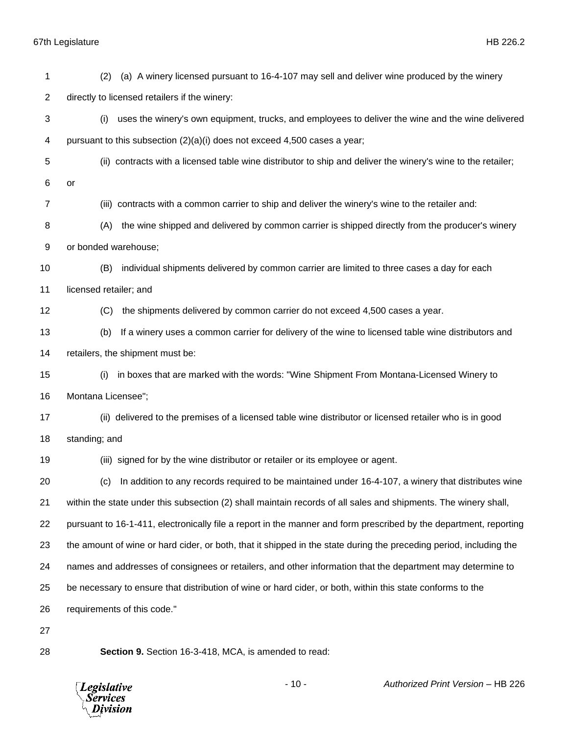(2) (a) A winery licensed pursuant to 16-4-107 may sell and deliver wine produced by the winery directly to licensed retailers if the winery:

(i) uses the winery's own equipment, trucks, and employees to deliver the wine and the wine delivered pursuant to this subsection (2)(a)(i) does not exceed 4,500 cases a year;

(ii) contracts with a licensed table wine distributor to ship and deliver the winery's wine to the retailer; or

(iii) contracts with a common carrier to ship and deliver the winery's wine to the retailer and:

(A) the wine shipped and delivered by common carrier is shipped directly from the producer's winery or bonded warehouse;

(B) individual shipments delivered by common carrier are limited to three cases a day for each licensed retailer; and

(C) the shipments delivered by common carrier do not exceed 4,500 cases a year.

(b) If a winery uses a common carrier for delivery of the wine to licensed table wine distributors and retailers, the shipment must be:

(i) in boxes that are marked with the words: "Wine Shipment From Montana-Licensed Winery to Montana Licensee";

(ii) delivered to the premises of a licensed table wine distributor or licensed retailer who is in good standing; and

(iii) signed for by the wine distributor or retailer or its employee or agent.

(c) In addition to any records required to be maintained under 16-4-107, a winery that distributes wine within the state under this subsection (2) shall maintain records of all sales and shipments. The winery shall, pursuant to 16-1-411, electronically file a report in the manner and form prescribed by the department, reporting the amount of wine or hard cider, or both, that it shipped in the state during the preceding period, including the names and addresses of consignees or retailers, and other information that the department may determine to be necessary to ensure that distribution of wine or hard cider, or both, within this state conforms to the requirements of this code."

**Section 9.** Section 16-3-418, MCA, is amended to read: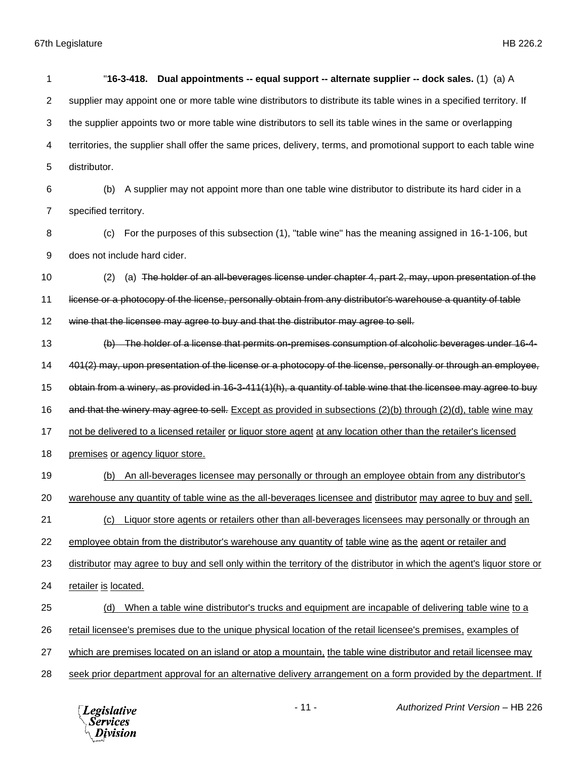"**16-3-418. Dual appointments -- equal support -- alternate supplier -- dock sales.** (1) (a) A supplier may appoint one or more table wine distributors to distribute its table wines in a specified territory. If the supplier appoints two or more table wine distributors to sell its table wines in the same or overlapping territories, the supplier shall offer the same prices, delivery, terms, and promotional support to each table wine distributor.

(b) A supplier may not appoint more than one table wine distributor to distribute its hard cider in a specified territory.

(c) For the purposes of this subsection (1), "table wine" has the meaning assigned in 16-1-106, but does not include hard cider.

(2) (a) ~~The holder of an all-beverages license under chapter 4, part 2, may, upon presentation of the license or a photocopy of the license, personally obtain from any distributor's warehouse a quantity of table wine that the licensee may agree to buy and that the distributor may agree to sell.~~

~~(b) The holder of a license that permits on-premises consumption of alcoholic beverages under 16-4-401(2) may, upon presentation of the license or a photocopy of the license, personally or through an employee, obtain from a winery, as provided in 16-3-411(1)(h), a quantity of table wine that the licensee may agree to buy and that the winery may agree to sell.~~ <u>Except as provided in subsections (2)(b) through (2)(d), table</u> <u>wine may not be delivered to a licensed retailer</u> <u>or liquor store agent</u> <u>at any location other than the retailer's licensed premises</u> <u>or agency liquor store.</u>

<u>(b) An all-beverages licensee may personally or through an employee obtain from any distributor's warehouse any quantity of table wine as the all-beverages licensee and</u> <u>distributor</u> <u>may agree to buy and</u> <u>sell.</u>

<u>(c) Liquor store agents or retailers other than all-beverages licensees may personally or through an employee obtain from the distributor's warehouse any quantity of</u> <u>table wine</u> <u>as the</u> <u>agent or retailer and</u> <u>distributor</u> <u>may agree to buy and sell only within the territory of the</u> <u>distributor</u> <u>in which the agent's</u> <u>liquor store or retailer</u> <u>is</u> <u>located.</u>

<u>(d) When a table wine distributor's trucks and equipment are incapable of delivering table wine</u> <u>to a retail licensee's premises due to the unique physical location of the retail licensee's premises,</u> <u>examples of which are premises located on an island or atop a mountain,</u> <u>the table wine distributor and retail licensee may seek prior department approval for an alternative delivery arrangement on a form provided by the department. If</u>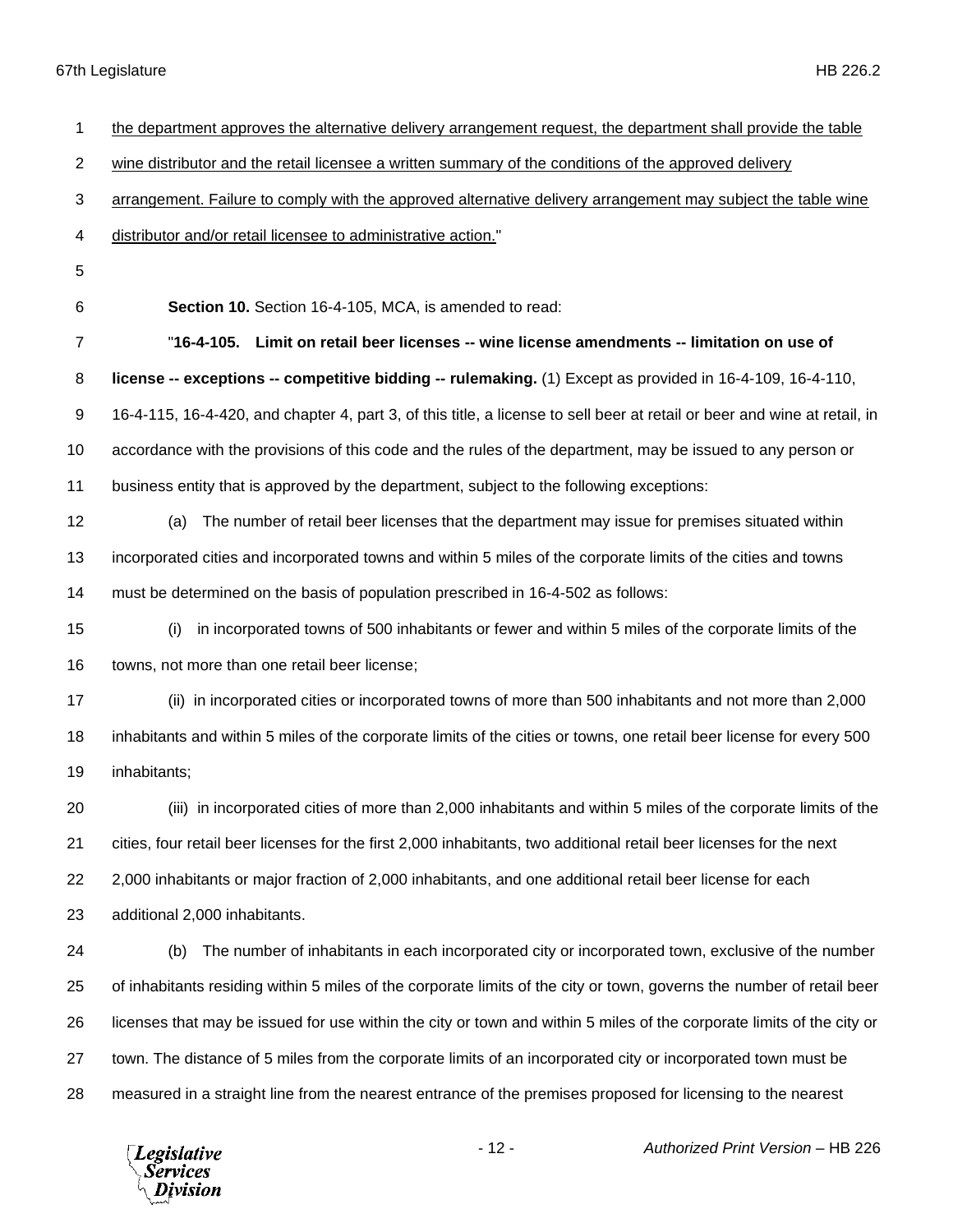the department approves the alternative delivery arrangement request, the department shall provide the table wine distributor and the retail licensee a written summary of the conditions of the approved delivery arrangement. Failure to comply with the approved alternative delivery arrangement may subject the table wine distributor and/or retail licensee to administrative action."

**Section 10.** Section 16-4-105, MCA, is amended to read:

"**16-4-105. Limit on retail beer licenses -- wine license amendments -- limitation on use of license -- exceptions -- competitive bidding -- rulemaking.** (1) Except as provided in 16-4-109, 16-4-110, 16-4-115, 16-4-420, and chapter 4, part 3, of this title, a license to sell beer at retail or beer and wine at retail, in accordance with the provisions of this code and the rules of the department, may be issued to any person or business entity that is approved by the department, subject to the following exceptions:

(a) The number of retail beer licenses that the department may issue for premises situated within incorporated cities and incorporated towns and within 5 miles of the corporate limits of the cities and towns must be determined on the basis of population prescribed in 16-4-502 as follows:

(i) in incorporated towns of 500 inhabitants or fewer and within 5 miles of the corporate limits of the towns, not more than one retail beer license;

(ii) in incorporated cities or incorporated towns of more than 500 inhabitants and not more than 2,000 inhabitants and within 5 miles of the corporate limits of the cities or towns, one retail beer license for every 500 inhabitants;

(iii) in incorporated cities of more than 2,000 inhabitants and within 5 miles of the corporate limits of the cities, four retail beer licenses for the first 2,000 inhabitants, two additional retail beer licenses for the next 2,000 inhabitants or major fraction of 2,000 inhabitants, and one additional retail beer license for each additional 2,000 inhabitants.

(b) The number of inhabitants in each incorporated city or incorporated town, exclusive of the number of inhabitants residing within 5 miles of the corporate limits of the city or town, governs the number of retail beer licenses that may be issued for use within the city or town and within 5 miles of the corporate limits of the city or town. The distance of 5 miles from the corporate limits of an incorporated city or incorporated town must be measured in a straight line from the nearest entrance of the premises proposed for licensing to the nearest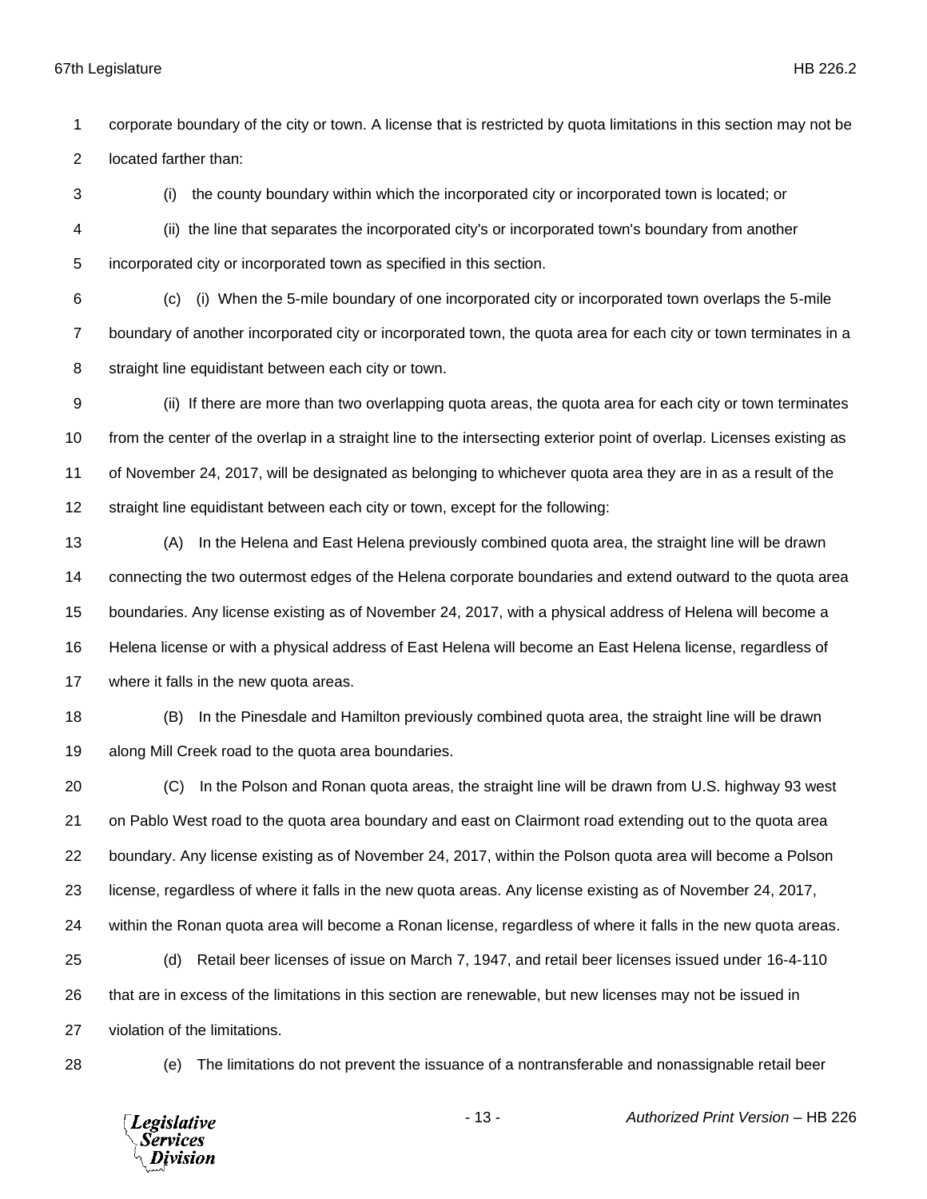corporate boundary of the city or town. A license that is restricted by quota limitations in this section may not be located farther than:

(i) the county boundary within which the incorporated city or incorporated town is located; or

(ii) the line that separates the incorporated city's or incorporated town's boundary from another incorporated city or incorporated town as specified in this section.

(c) (i) When the 5-mile boundary of one incorporated city or incorporated town overlaps the 5-mile boundary of another incorporated city or incorporated town, the quota area for each city or town terminates in a straight line equidistant between each city or town.

(ii) If there are more than two overlapping quota areas, the quota area for each city or town terminates from the center of the overlap in a straight line to the intersecting exterior point of overlap. Licenses existing as of November 24, 2017, will be designated as belonging to whichever quota area they are in as a result of the straight line equidistant between each city or town, except for the following:

(A) In the Helena and East Helena previously combined quota area, the straight line will be drawn connecting the two outermost edges of the Helena corporate boundaries and extend outward to the quota area boundaries. Any license existing as of November 24, 2017, with a physical address of Helena will become a Helena license or with a physical address of East Helena will become an East Helena license, regardless of where it falls in the new quota areas.

(B) In the Pinesdale and Hamilton previously combined quota area, the straight line will be drawn along Mill Creek road to the quota area boundaries.

(C) In the Polson and Ronan quota areas, the straight line will be drawn from U.S. highway 93 west on Pablo West road to the quota area boundary and east on Clairmont road extending out to the quota area boundary. Any license existing as of November 24, 2017, within the Polson quota area will become a Polson license, regardless of where it falls in the new quota areas. Any license existing as of November 24, 2017, within the Ronan quota area will become a Ronan license, regardless of where it falls in the new quota areas.

(d) Retail beer licenses of issue on March 7, 1947, and retail beer licenses issued under 16-4-110 that are in excess of the limitations in this section are renewable, but new licenses may not be issued in violation of the limitations.

(e) The limitations do not prevent the issuance of a nontransferable and nonassignable retail beer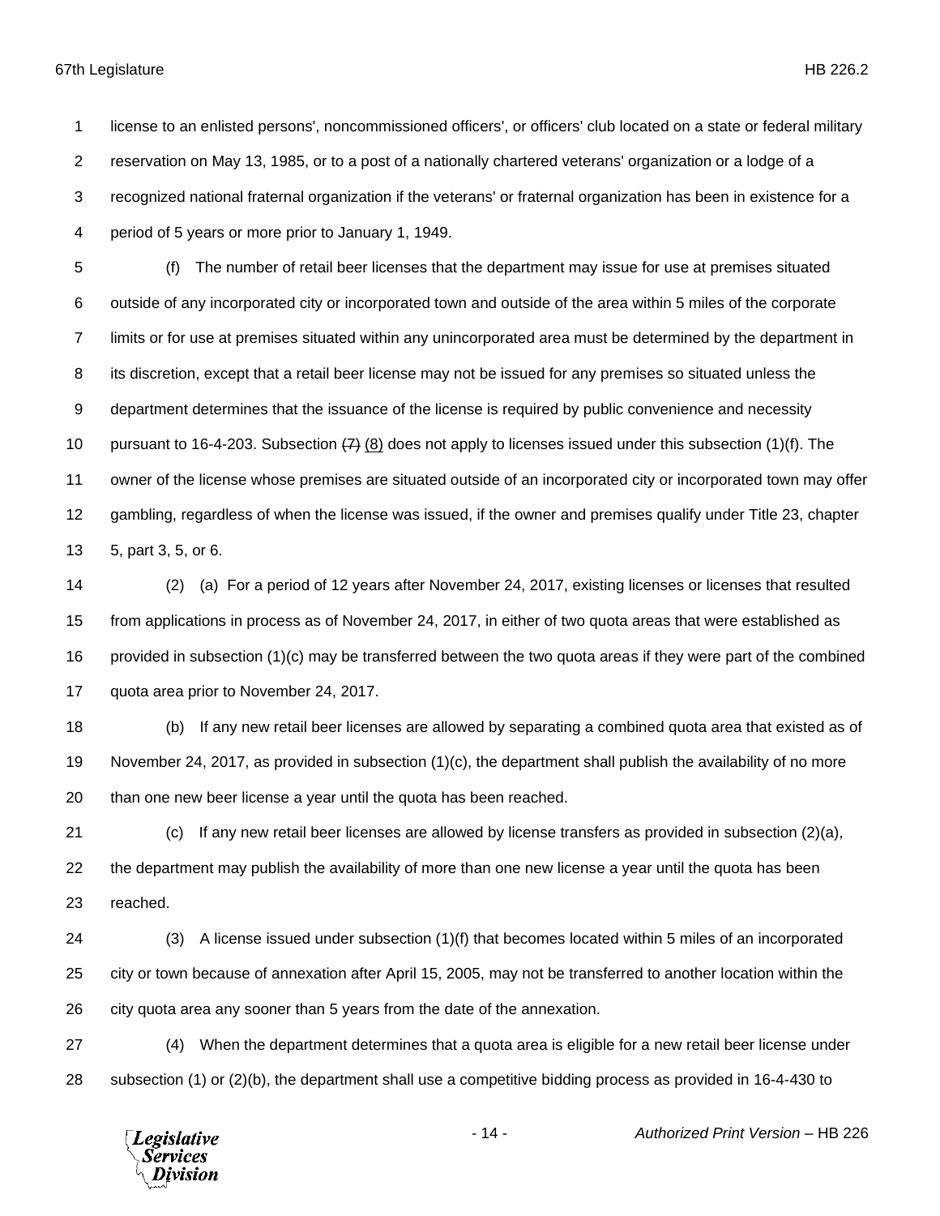license to an enlisted persons', noncommissioned officers', or officers' club located on a state or federal military reservation on May 13, 1985, or to a post of a nationally chartered veterans' organization or a lodge of a recognized national fraternal organization if the veterans' or fraternal organization has been in existence for a period of 5 years or more prior to January 1, 1949.

(f) The number of retail beer licenses that the department may issue for use at premises situated outside of any incorporated city or incorporated town and outside of the area within 5 miles of the corporate limits or for use at premises situated within any unincorporated area must be determined by the department in its discretion, except that a retail beer license may not be issued for any premises so situated unless the department determines that the issuance of the license is required by public convenience and necessity pursuant to 16-4-203. Subsection ~~(7)~~ (8) does not apply to licenses issued under this subsection (1)(f). The owner of the license whose premises are situated outside of an incorporated city or incorporated town may offer gambling, regardless of when the license was issued, if the owner and premises qualify under Title 23, chapter 5, part 3, 5, or 6.

(2) (a) For a period of 12 years after November 24, 2017, existing licenses or licenses that resulted from applications in process as of November 24, 2017, in either of two quota areas that were established as provided in subsection (1)(c) may be transferred between the two quota areas if they were part of the combined quota area prior to November 24, 2017.

(b) If any new retail beer licenses are allowed by separating a combined quota area that existed as of November 24, 2017, as provided in subsection (1)(c), the department shall publish the availability of no more than one new beer license a year until the quota has been reached.

(c) If any new retail beer licenses are allowed by license transfers as provided in subsection (2)(a), the department may publish the availability of more than one new license a year until the quota has been reached.

(3) A license issued under subsection (1)(f) that becomes located within 5 miles of an incorporated city or town because of annexation after April 15, 2005, may not be transferred to another location within the city quota area any sooner than 5 years from the date of the annexation.

(4) When the department determines that a quota area is eligible for a new retail beer license under subsection (1) or (2)(b), the department shall use a competitive bidding process as provided in 16-4-430 to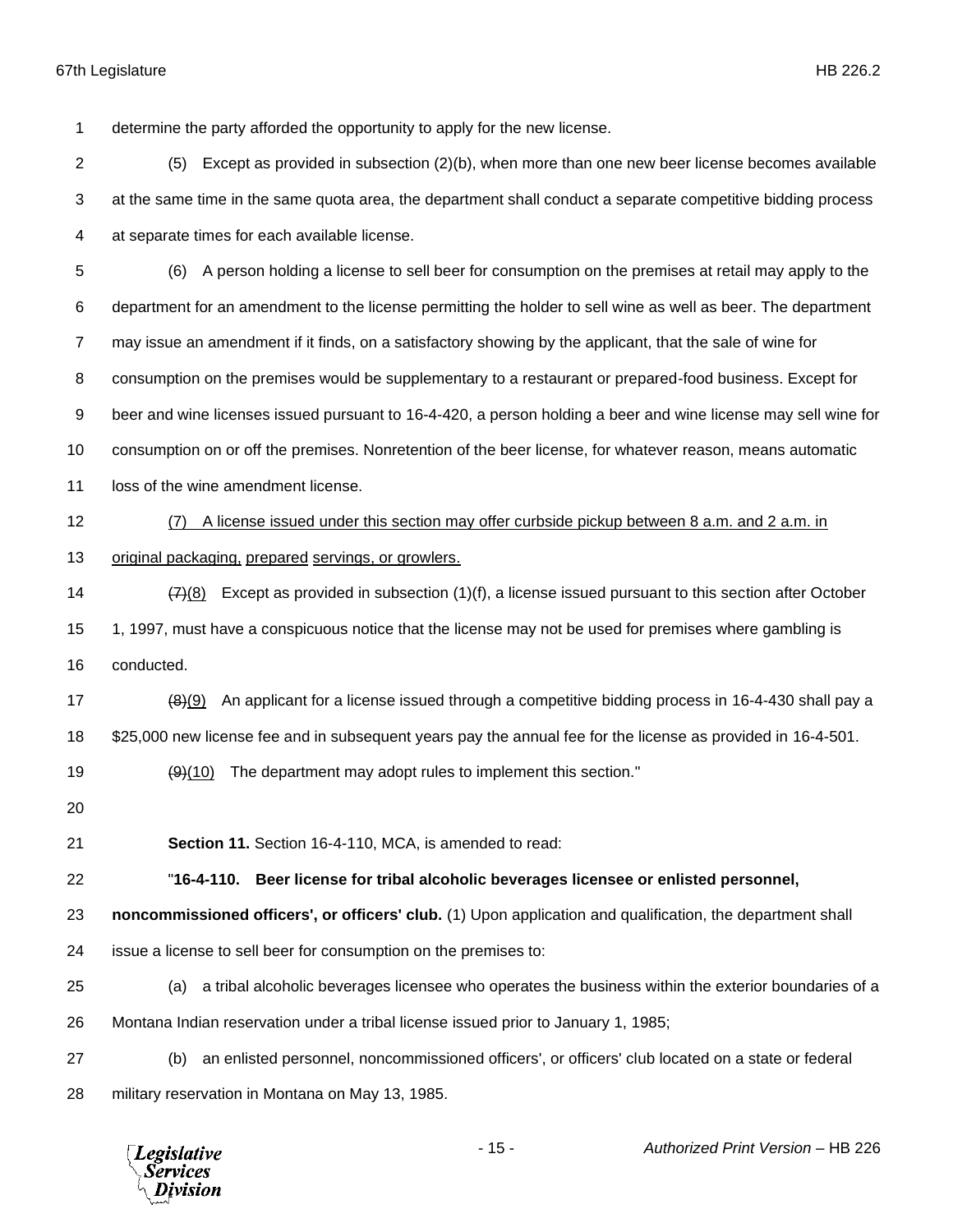determine the party afforded the opportunity to apply for the new license.

(5) Except as provided in subsection (2)(b), when more than one new beer license becomes available at the same time in the same quota area, the department shall conduct a separate competitive bidding process at separate times for each available license.

(6) A person holding a license to sell beer for consumption on the premises at retail may apply to the department for an amendment to the license permitting the holder to sell wine as well as beer. The department may issue an amendment if it finds, on a satisfactory showing by the applicant, that the sale of wine for consumption on the premises would be supplementary to a restaurant or prepared-food business. Except for beer and wine licenses issued pursuant to 16-4-420, a person holding a beer and wine license may sell wine for consumption on or off the premises. Nonretention of the beer license, for whatever reason, means automatic loss of the wine amendment license.

<u>(7) A license issued under this section may offer curbside pickup between 8 a.m. and 2 a.m. in original packaging, prepared servings, or growlers.</u>

~~(7)~~<u>(8)</u> Except as provided in subsection (1)(f), a license issued pursuant to this section after October 1, 1997, must have a conspicuous notice that the license may not be used for premises where gambling is conducted.

~~(8)~~<u>(9)</u> An applicant for a license issued through a competitive bidding process in 16-4-430 shall pay a $25,000 new license fee and in subsequent years pay the annual fee for the license as provided in 16-4-501.

~~(9)~~<u>(10)</u> The department may adopt rules to implement this section."

**Section 11.** Section 16-4-110, MCA, is amended to read:

"**16-4-110. Beer license for tribal alcoholic beverages licensee or enlisted personnel, noncommissioned officers', or officers' club.** (1) Upon application and qualification, the department shall issue a license to sell beer for consumption on the premises to:

(a) a tribal alcoholic beverages licensee who operates the business within the exterior boundaries of a Montana Indian reservation under a tribal license issued prior to January 1, 1985;

(b) an enlisted personnel, noncommissioned officers', or officers' club located on a state or federal military reservation in Montana on May 13, 1985.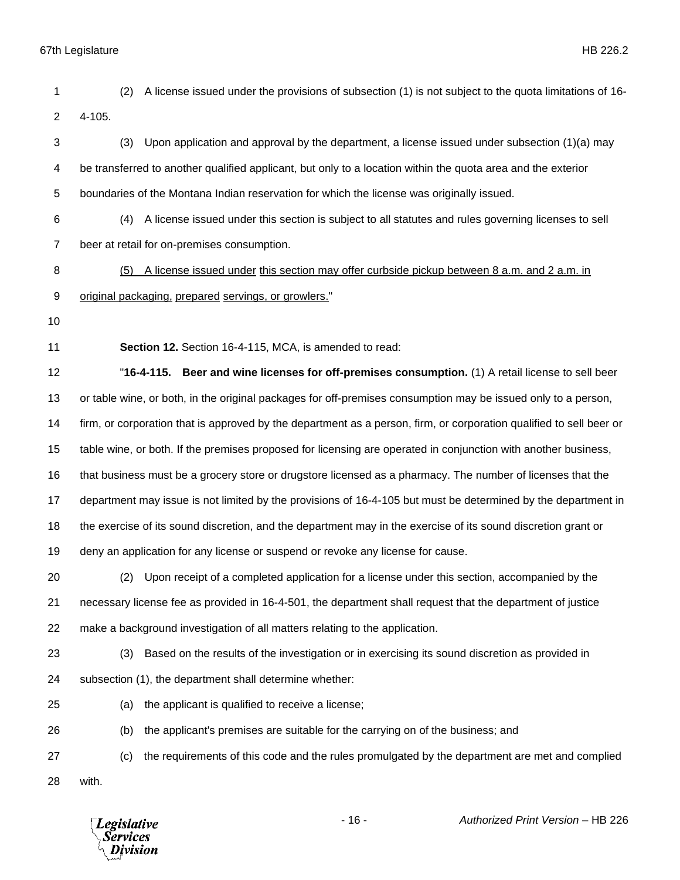(2) A license issued under the provisions of subsection (1) is not subject to the quota limitations of 16-4-105.

(3) Upon application and approval by the department, a license issued under subsection (1)(a) may be transferred to another qualified applicant, but only to a location within the quota area and the exterior boundaries of the Montana Indian reservation for which the license was originally issued.

(4) A license issued under this section is subject to all statutes and rules governing licenses to sell beer at retail for on-premises consumption.

<u>(5) A license issued under this section may offer curbside pickup between 8 a.m. and 2 a.m. in original packaging, prepared servings, or growlers.</u>"

**Section 12.** Section 16-4-115, MCA, is amended to read:

"**16-4-115. Beer and wine licenses for off-premises consumption.** (1) A retail license to sell beer or table wine, or both, in the original packages for off-premises consumption may be issued only to a person, firm, or corporation that is approved by the department as a person, firm, or corporation qualified to sell beer or table wine, or both. If the premises proposed for licensing are operated in conjunction with another business, that business must be a grocery store or drugstore licensed as a pharmacy. The number of licenses that the department may issue is not limited by the provisions of 16-4-105 but must be determined by the department in the exercise of its sound discretion, and the department may in the exercise of its sound discretion grant or deny an application for any license or suspend or revoke any license for cause.

(2) Upon receipt of a completed application for a license under this section, accompanied by the necessary license fee as provided in 16-4-501, the department shall request that the department of justice make a background investigation of all matters relating to the application.

(3) Based on the results of the investigation or in exercising its sound discretion as provided in subsection (1), the department shall determine whether:

(a) the applicant is qualified to receive a license;

(b) the applicant's premises are suitable for the carrying on of the business; and

(c) the requirements of this code and the rules promulgated by the department are met and complied with.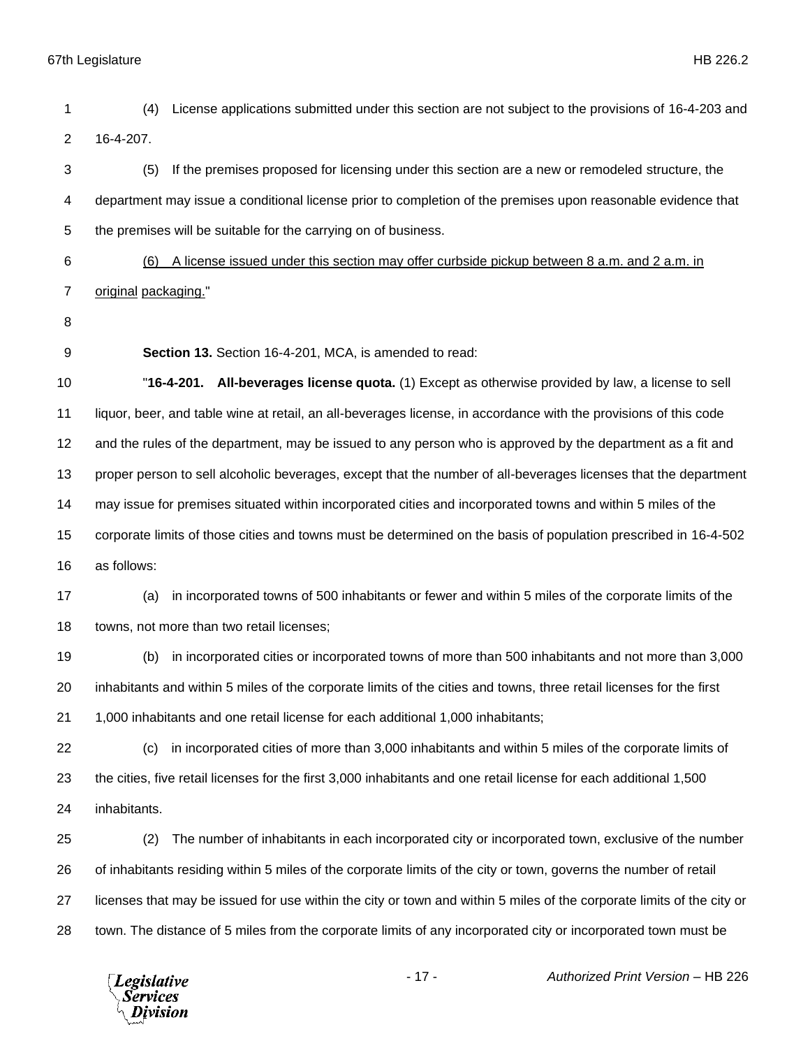(4) License applications submitted under this section are not subject to the provisions of 16-4-203 and 16-4-207.

(5) If the premises proposed for licensing under this section are a new or remodeled structure, the department may issue a conditional license prior to completion of the premises upon reasonable evidence that the premises will be suitable for the carrying on of business.

<u>(6) A license issued under this section may offer curbside pickup between 8 a.m. and 2 a.m. in original packaging.</u>"

**Section 13.** Section 16-4-201, MCA, is amended to read:

"**16-4-201. All-beverages license quota.** (1) Except as otherwise provided by law, a license to sell liquor, beer, and table wine at retail, an all-beverages license, in accordance with the provisions of this code and the rules of the department, may be issued to any person who is approved by the department as a fit and proper person to sell alcoholic beverages, except that the number of all-beverages licenses that the department may issue for premises situated within incorporated cities and incorporated towns and within 5 miles of the corporate limits of those cities and towns must be determined on the basis of population prescribed in 16-4-502 as follows:

(a) in incorporated towns of 500 inhabitants or fewer and within 5 miles of the corporate limits of the towns, not more than two retail licenses;

(b) in incorporated cities or incorporated towns of more than 500 inhabitants and not more than 3,000 inhabitants and within 5 miles of the corporate limits of the cities and towns, three retail licenses for the first 1,000 inhabitants and one retail license for each additional 1,000 inhabitants;

(c) in incorporated cities of more than 3,000 inhabitants and within 5 miles of the corporate limits of the cities, five retail licenses for the first 3,000 inhabitants and one retail license for each additional 1,500 inhabitants.

(2) The number of inhabitants in each incorporated city or incorporated town, exclusive of the number of inhabitants residing within 5 miles of the corporate limits of the city or town, governs the number of retail licenses that may be issued for use within the city or town and within 5 miles of the corporate limits of the city or town. The distance of 5 miles from the corporate limits of any incorporated city or incorporated town must be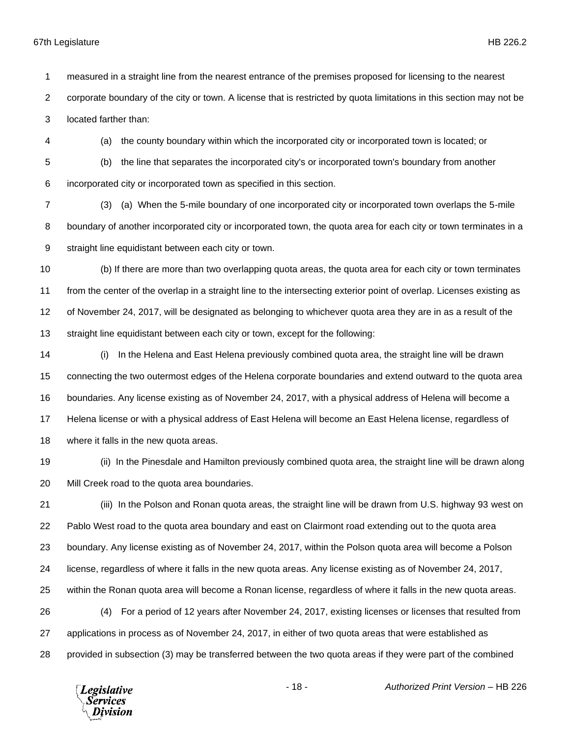measured in a straight line from the nearest entrance of the premises proposed for licensing to the nearest corporate boundary of the city or town. A license that is restricted by quota limitations in this section may not be located farther than:

(a) the county boundary within which the incorporated city or incorporated town is located; or

(b) the line that separates the incorporated city's or incorporated town's boundary from another incorporated city or incorporated town as specified in this section.

(3) (a) When the 5-mile boundary of one incorporated city or incorporated town overlaps the 5-mile boundary of another incorporated city or incorporated town, the quota area for each city or town terminates in a straight line equidistant between each city or town.

(b) If there are more than two overlapping quota areas, the quota area for each city or town terminates from the center of the overlap in a straight line to the intersecting exterior point of overlap. Licenses existing as of November 24, 2017, will be designated as belonging to whichever quota area they are in as a result of the straight line equidistant between each city or town, except for the following:

(i) In the Helena and East Helena previously combined quota area, the straight line will be drawn connecting the two outermost edges of the Helena corporate boundaries and extend outward to the quota area boundaries. Any license existing as of November 24, 2017, with a physical address of Helena will become a Helena license or with a physical address of East Helena will become an East Helena license, regardless of where it falls in the new quota areas.

(ii) In the Pinesdale and Hamilton previously combined quota area, the straight line will be drawn along Mill Creek road to the quota area boundaries.

(iii) In the Polson and Ronan quota areas, the straight line will be drawn from U.S. highway 93 west on Pablo West road to the quota area boundary and east on Clairmont road extending out to the quota area boundary. Any license existing as of November 24, 2017, within the Polson quota area will become a Polson license, regardless of where it falls in the new quota areas. Any license existing as of November 24, 2017, within the Ronan quota area will become a Ronan license, regardless of where it falls in the new quota areas.

(4) For a period of 12 years after November 24, 2017, existing licenses or licenses that resulted from applications in process as of November 24, 2017, in either of two quota areas that were established as provided in subsection (3) may be transferred between the two quota areas if they were part of the combined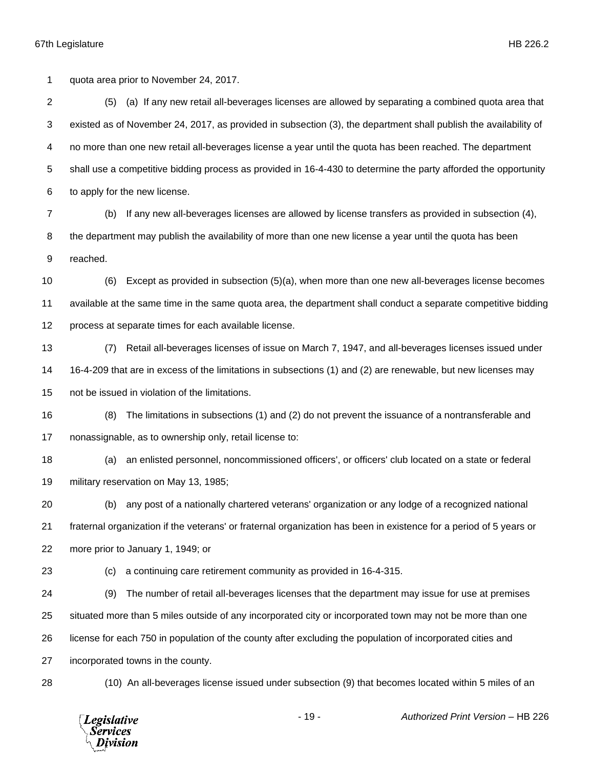quota area prior to November 24, 2017.

(5) (a) If any new retail all-beverages licenses are allowed by separating a combined quota area that existed as of November 24, 2017, as provided in subsection (3), the department shall publish the availability of no more than one new retail all-beverages license a year until the quota has been reached. The department shall use a competitive bidding process as provided in 16-4-430 to determine the party afforded the opportunity to apply for the new license.

(b) If any new all-beverages licenses are allowed by license transfers as provided in subsection (4), the department may publish the availability of more than one new license a year until the quota has been reached.

(6) Except as provided in subsection (5)(a), when more than one new all-beverages license becomes available at the same time in the same quota area, the department shall conduct a separate competitive bidding process at separate times for each available license.

(7) Retail all-beverages licenses of issue on March 7, 1947, and all-beverages licenses issued under 16-4-209 that are in excess of the limitations in subsections (1) and (2) are renewable, but new licenses may not be issued in violation of the limitations.

(8) The limitations in subsections (1) and (2) do not prevent the issuance of a nontransferable and nonassignable, as to ownership only, retail license to:

(a) an enlisted personnel, noncommissioned officers', or officers' club located on a state or federal military reservation on May 13, 1985;

(b) any post of a nationally chartered veterans' organization or any lodge of a recognized national fraternal organization if the veterans' or fraternal organization has been in existence for a period of 5 years or more prior to January 1, 1949; or

(c) a continuing care retirement community as provided in 16-4-315.

(9) The number of retail all-beverages licenses that the department may issue for use at premises situated more than 5 miles outside of any incorporated city or incorporated town may not be more than one license for each 750 in population of the county after excluding the population of incorporated cities and incorporated towns in the county.

(10) An all-beverages license issued under subsection (9) that becomes located within 5 miles of an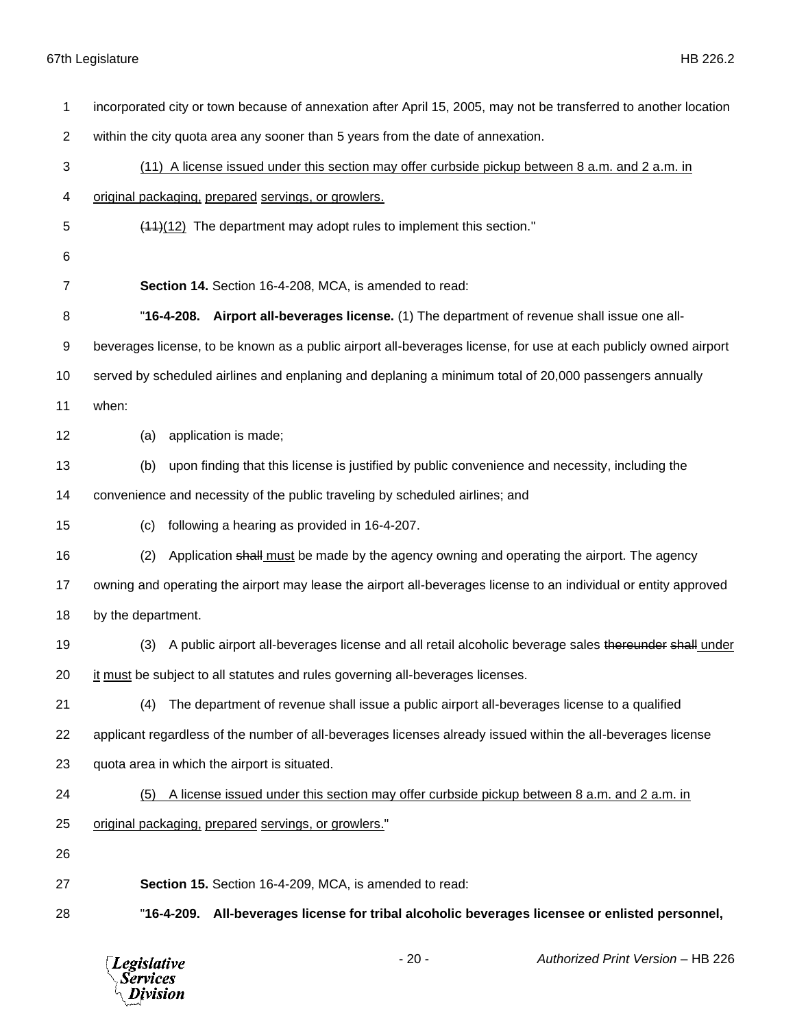incorporated city or town because of annexation after April 15, 2005, may not be transferred to another location within the city quota area any sooner than 5 years from the date of annexation.

(11) A license issued under this section may offer curbside pickup between 8 a.m. and 2 a.m. in original packaging, prepared servings, or growlers.

~~(11)~~(12) The department may adopt rules to implement this section."

**Section 14.** Section 16-4-208, MCA, is amended to read:

"**16-4-208. Airport all-beverages license.** (1) The department of revenue shall issue one all-beverages license, to be known as a public airport all-beverages license, for use at each publicly owned airport served by scheduled airlines and enplaning and deplaning a minimum total of 20,000 passengers annually when:

(a) application is made;

(b) upon finding that this license is justified by public convenience and necessity, including the convenience and necessity of the public traveling by scheduled airlines; and

(c) following a hearing as provided in 16-4-207.

(2) Application ~~shall~~ must be made by the agency owning and operating the airport. The agency owning and operating the airport may lease the airport all-beverages license to an individual or entity approved by the department.

(3) A public airport all-beverages license and all retail alcoholic beverage sales ~~thereunder~~ ~~shall~~ under it must be subject to all statutes and rules governing all-beverages licenses.

(4) The department of revenue shall issue a public airport all-beverages license to a qualified applicant regardless of the number of all-beverages licenses already issued within the all-beverages license quota area in which the airport is situated.

(5) A license issued under this section may offer curbside pickup between 8 a.m. and 2 a.m. in original packaging, prepared servings, or growlers."

**Section 15.** Section 16-4-209, MCA, is amended to read:

"**16-4-209. All-beverages license for tribal alcoholic beverages licensee or enlisted personnel,**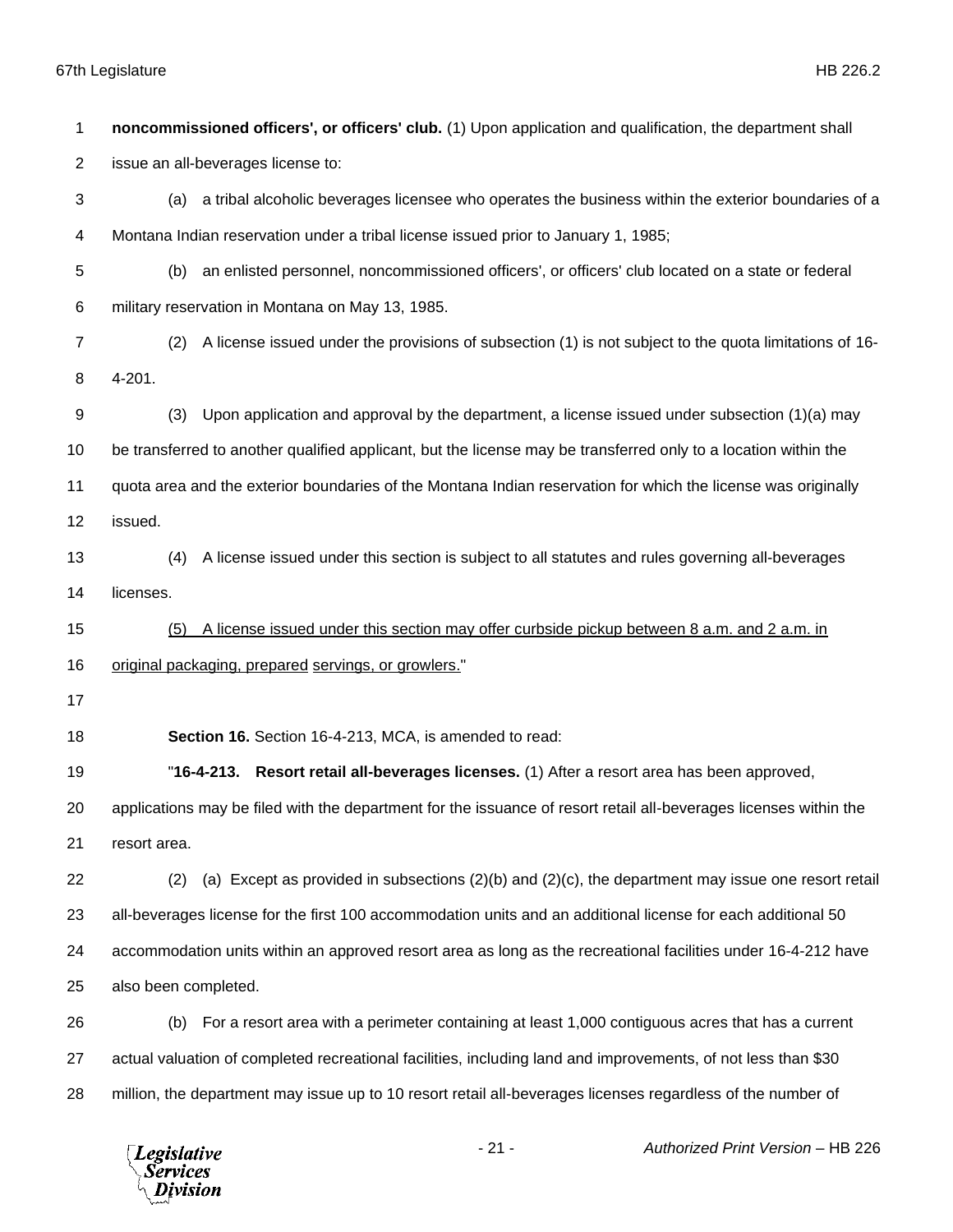**noncommissioned officers', or officers' club.** (1) Upon application and qualification, the department shall issue an all-beverages license to:

(a) a tribal alcoholic beverages licensee who operates the business within the exterior boundaries of a Montana Indian reservation under a tribal license issued prior to January 1, 1985;

(b) an enlisted personnel, noncommissioned officers', or officers' club located on a state or federal military reservation in Montana on May 13, 1985.

(2) A license issued under the provisions of subsection (1) is not subject to the quota limitations of 16-4-201.

(3) Upon application and approval by the department, a license issued under subsection (1)(a) may be transferred to another qualified applicant, but the license may be transferred only to a location within the quota area and the exterior boundaries of the Montana Indian reservation for which the license was originally issued.

(4) A license issued under this section is subject to all statutes and rules governing all-beverages licenses.

<u>(5) A license issued under this section may offer curbside pickup between 8 a.m. and 2 a.m. in original packaging, prepared servings, or growlers.</u>"

**Section 16.** Section 16-4-213, MCA, is amended to read:

"**16-4-213. Resort retail all-beverages licenses.** (1) After a resort area has been approved, applications may be filed with the department for the issuance of resort retail all-beverages licenses within the resort area.

(2) (a) Except as provided in subsections (2)(b) and (2)(c), the department may issue one resort retail all-beverages license for the first 100 accommodation units and an additional license for each additional 50 accommodation units within an approved resort area as long as the recreational facilities under 16-4-212 have also been completed.

(b) For a resort area with a perimeter containing at least 1,000 contiguous acres that has a current actual valuation of completed recreational facilities, including land and improvements, of not less than $30 million, the department may issue up to 10 resort retail all-beverages licenses regardless of the number of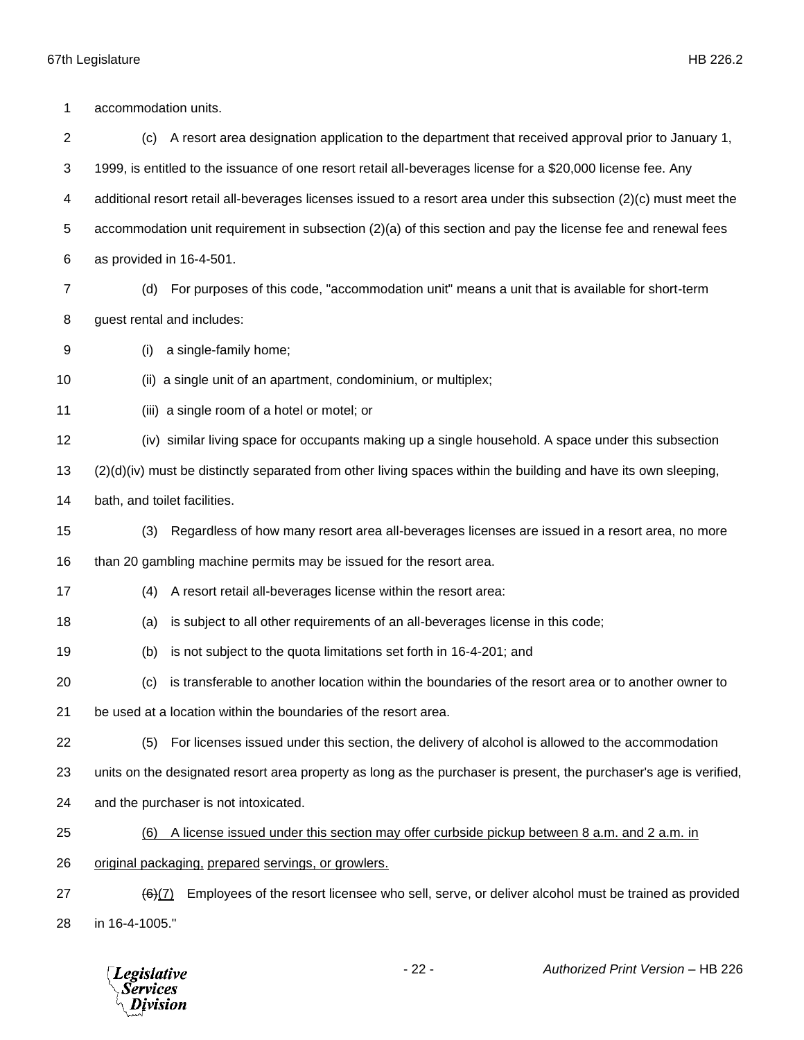accommodation units.

(c) A resort area designation application to the department that received approval prior to January 1, 1999, is entitled to the issuance of one resort retail all-beverages license for a $20,000 license fee. Any additional resort retail all-beverages licenses issued to a resort area under this subsection (2)(c) must meet the accommodation unit requirement in subsection (2)(a) of this section and pay the license fee and renewal fees as provided in 16-4-501.

(d) For purposes of this code, "accommodation unit" means a unit that is available for short-term guest rental and includes:

(i) a single-family home;

(ii) a single unit of an apartment, condominium, or multiplex;

(iii) a single room of a hotel or motel; or

(iv) similar living space for occupants making up a single household. A space under this subsection (2)(d)(iv) must be distinctly separated from other living spaces within the building and have its own sleeping, bath, and toilet facilities.

(3) Regardless of how many resort area all-beverages licenses are issued in a resort area, no more than 20 gambling machine permits may be issued for the resort area.

(4) A resort retail all-beverages license within the resort area:

(a) is subject to all other requirements of an all-beverages license in this code;

(b) is not subject to the quota limitations set forth in 16-4-201; and

(c) is transferable to another location within the boundaries of the resort area or to another owner to be used at a location within the boundaries of the resort area.

(5) For licenses issued under this section, the delivery of alcohol is allowed to the accommodation units on the designated resort area property as long as the purchaser is present, the purchaser's age is verified, and the purchaser is not intoxicated.

<u>(6) A license issued under this section may offer curbside pickup between 8 a.m. and 2 a.m. in original packaging, prepared servings, or growlers.</u>

~~(6)~~<u>(7)</u> Employees of the resort licensee who sell, serve, or deliver alcohol must be trained as provided in 16-4-1005."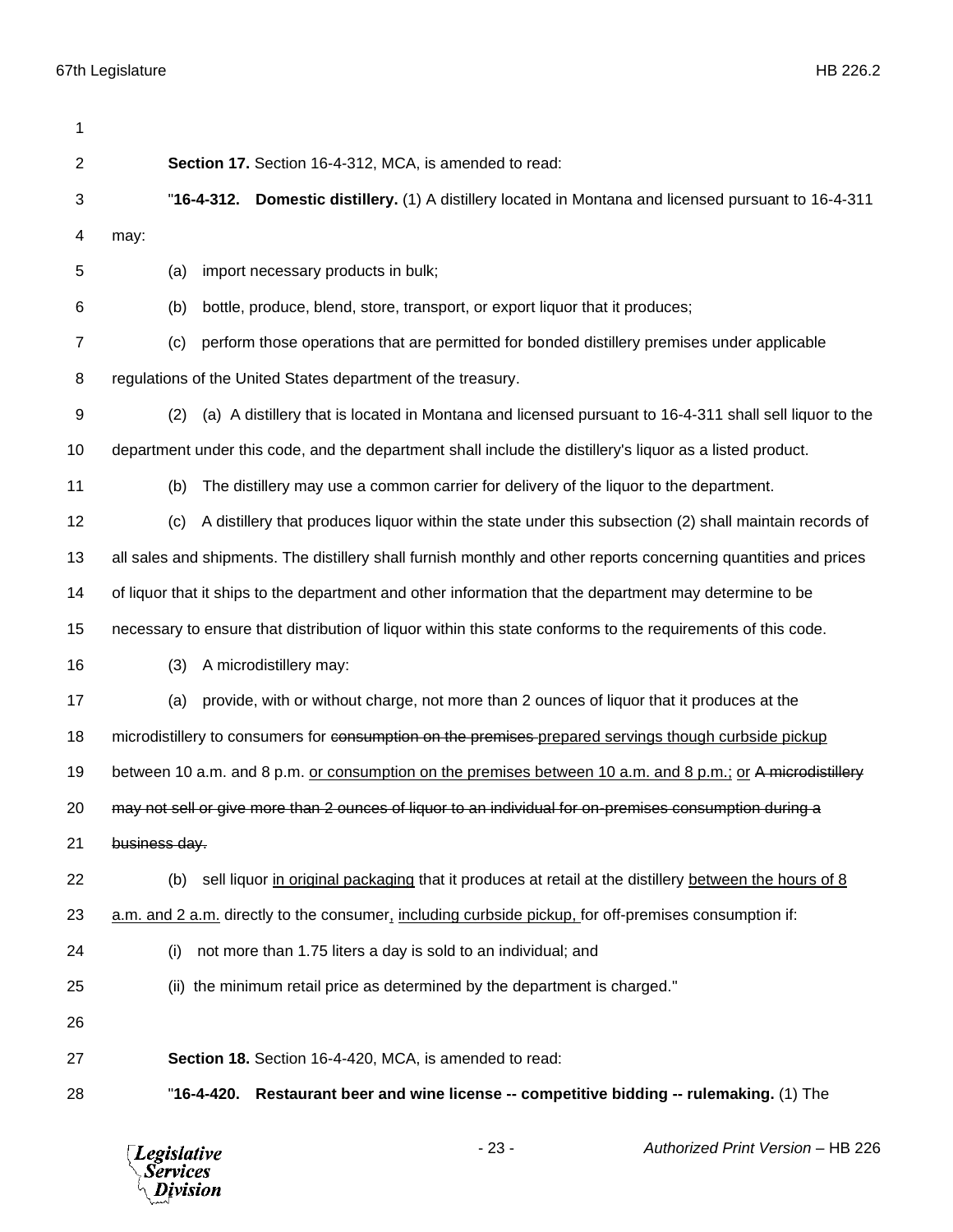**Section 17.** Section 16-4-312, MCA, is amended to read:

"**16-4-312. Domestic distillery.** (1) A distillery located in Montana and licensed pursuant to 16-4-311 may:

(a) import necessary products in bulk;

(b) bottle, produce, blend, store, transport, or export liquor that it produces;

(c) perform those operations that are permitted for bonded distillery premises under applicable regulations of the United States department of the treasury.

(2) (a) A distillery that is located in Montana and licensed pursuant to 16-4-311 shall sell liquor to the department under this code, and the department shall include the distillery's liquor as a listed product.

(b) The distillery may use a common carrier for delivery of the liquor to the department.

(c) A distillery that produces liquor within the state under this subsection (2) shall maintain records of all sales and shipments. The distillery shall furnish monthly and other reports concerning quantities and prices of liquor that it ships to the department and other information that the department may determine to be necessary to ensure that distribution of liquor within this state conforms to the requirements of this code.

(3) A microdistillery may:

(a) provide, with or without charge, not more than 2 ounces of liquor that it produces at the microdistillery to consumers for ~~consumption on the premises~~ <u>prepared servings though curbside pickup between 10 a.m. and 8 p.m.</u> <u>or consumption on the premises between 10 a.m. and 8 p.m.;</u> <u>or</u> ~~A microdistillery may not sell or give more than 2 ounces of liquor to an individual for on-premises consumption during a business day.~~

(b) sell liquor <u>in original packaging</u> that it produces at retail at the distillery <u>between the hours of 8 a.m. and 2 a.m.</u> directly to the consumer<u>, including curbside pickup,</u> for off-premises consumption if:

(i) not more than 1.75 liters a day is sold to an individual; and

(ii) the minimum retail price as determined by the department is charged."

**Section 18.** Section 16-4-420, MCA, is amended to read:

"**16-4-420. Restaurant beer and wine license -- competitive bidding -- rulemaking.** (1) The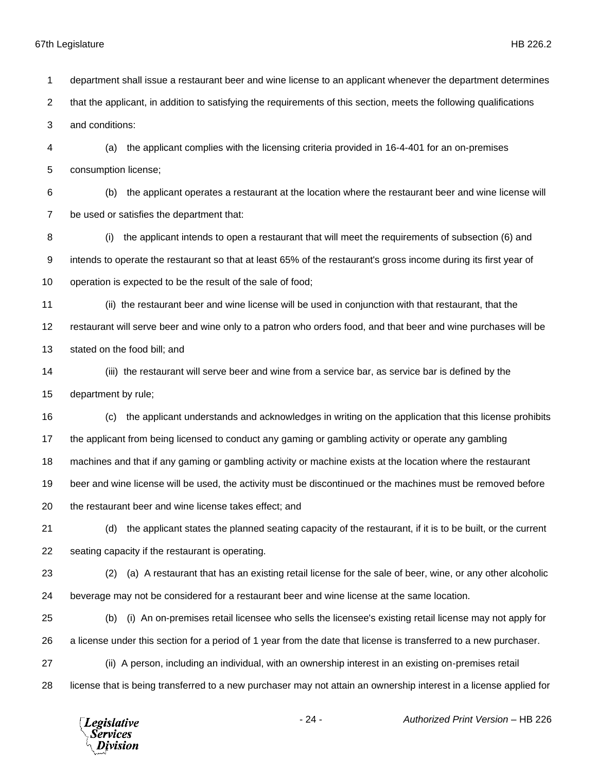department shall issue a restaurant beer and wine license to an applicant whenever the department determines that the applicant, in addition to satisfying the requirements of this section, meets the following qualifications and conditions:

(a) the applicant complies with the licensing criteria provided in 16-4-401 for an on-premises consumption license;

(b) the applicant operates a restaurant at the location where the restaurant beer and wine license will be used or satisfies the department that:

(i) the applicant intends to open a restaurant that will meet the requirements of subsection (6) and intends to operate the restaurant so that at least 65% of the restaurant's gross income during its first year of operation is expected to be the result of the sale of food;

(ii) the restaurant beer and wine license will be used in conjunction with that restaurant, that the restaurant will serve beer and wine only to a patron who orders food, and that beer and wine purchases will be stated on the food bill; and

(iii) the restaurant will serve beer and wine from a service bar, as service bar is defined by the department by rule;

(c) the applicant understands and acknowledges in writing on the application that this license prohibits the applicant from being licensed to conduct any gaming or gambling activity or operate any gambling machines and that if any gaming or gambling activity or machine exists at the location where the restaurant beer and wine license will be used, the activity must be discontinued or the machines must be removed before the restaurant beer and wine license takes effect; and

(d) the applicant states the planned seating capacity of the restaurant, if it is to be built, or the current seating capacity if the restaurant is operating.

(2) (a) A restaurant that has an existing retail license for the sale of beer, wine, or any other alcoholic beverage may not be considered for a restaurant beer and wine license at the same location.

(b) (i) An on-premises retail licensee who sells the licensee's existing retail license may not apply for a license under this section for a period of 1 year from the date that license is transferred to a new purchaser.

(ii) A person, including an individual, with an ownership interest in an existing on-premises retail license that is being transferred to a new purchaser may not attain an ownership interest in a license applied for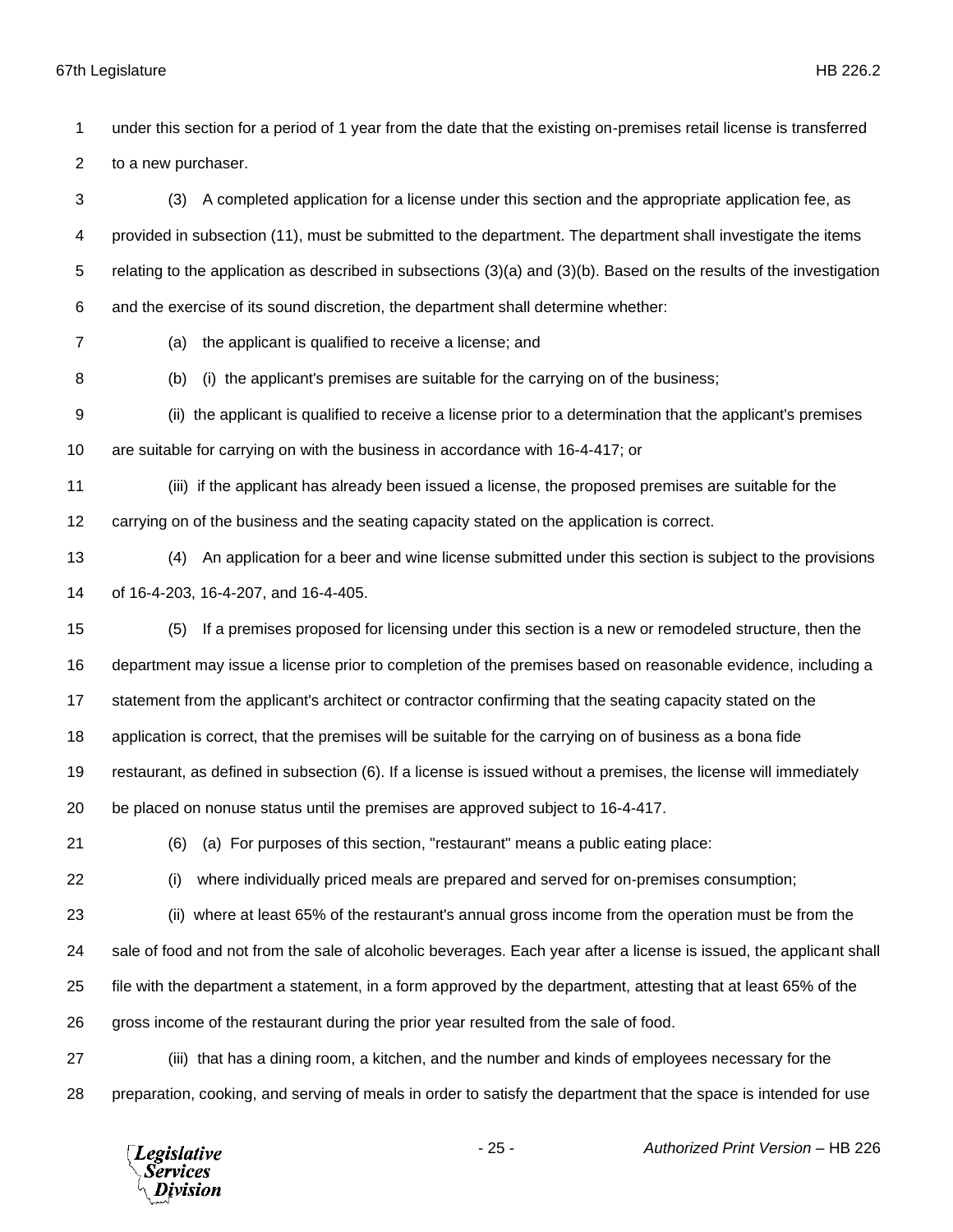under this section for a period of 1 year from the date that the existing on-premises retail license is transferred to a new purchaser.

(3) A completed application for a license under this section and the appropriate application fee, as provided in subsection (11), must be submitted to the department. The department shall investigate the items relating to the application as described in subsections (3)(a) and (3)(b). Based on the results of the investigation and the exercise of its sound discretion, the department shall determine whether:

(a) the applicant is qualified to receive a license; and

(b) (i) the applicant's premises are suitable for the carrying on of the business;

(ii) the applicant is qualified to receive a license prior to a determination that the applicant's premises are suitable for carrying on with the business in accordance with 16-4-417; or

(iii) if the applicant has already been issued a license, the proposed premises are suitable for the carrying on of the business and the seating capacity stated on the application is correct.

(4) An application for a beer and wine license submitted under this section is subject to the provisions of 16-4-203, 16-4-207, and 16-4-405.

(5) If a premises proposed for licensing under this section is a new or remodeled structure, then the department may issue a license prior to completion of the premises based on reasonable evidence, including a statement from the applicant's architect or contractor confirming that the seating capacity stated on the application is correct, that the premises will be suitable for the carrying on of business as a bona fide restaurant, as defined in subsection (6). If a license is issued without a premises, the license will immediately be placed on nonuse status until the premises are approved subject to 16-4-417.

(6) (a) For purposes of this section, "restaurant" means a public eating place:

(i) where individually priced meals are prepared and served for on-premises consumption;

(ii) where at least 65% of the restaurant's annual gross income from the operation must be from the sale of food and not from the sale of alcoholic beverages. Each year after a license is issued, the applicant shall file with the department a statement, in a form approved by the department, attesting that at least 65% of the gross income of the restaurant during the prior year resulted from the sale of food.

(iii) that has a dining room, a kitchen, and the number and kinds of employees necessary for the preparation, cooking, and serving of meals in order to satisfy the department that the space is intended for use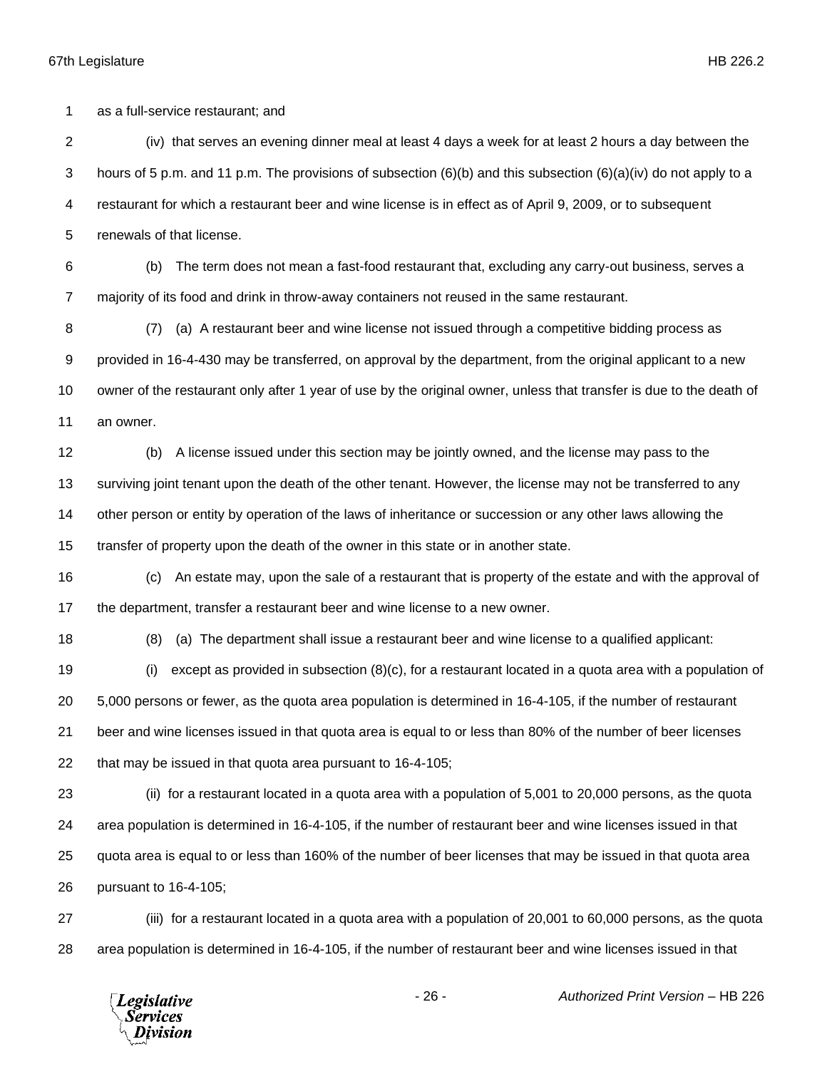as a full-service restaurant; and

(iv) that serves an evening dinner meal at least 4 days a week for at least 2 hours a day between the hours of 5 p.m. and 11 p.m. The provisions of subsection (6)(b) and this subsection (6)(a)(iv) do not apply to a restaurant for which a restaurant beer and wine license is in effect as of April 9, 2009, or to subsequent renewals of that license.

(b) The term does not mean a fast-food restaurant that, excluding any carry-out business, serves a majority of its food and drink in throw-away containers not reused in the same restaurant.

(7) (a) A restaurant beer and wine license not issued through a competitive bidding process as provided in 16-4-430 may be transferred, on approval by the department, from the original applicant to a new owner of the restaurant only after 1 year of use by the original owner, unless that transfer is due to the death of an owner.

(b) A license issued under this section may be jointly owned, and the license may pass to the surviving joint tenant upon the death of the other tenant. However, the license may not be transferred to any other person or entity by operation of the laws of inheritance or succession or any other laws allowing the transfer of property upon the death of the owner in this state or in another state.

(c) An estate may, upon the sale of a restaurant that is property of the estate and with the approval of the department, transfer a restaurant beer and wine license to a new owner.

(8) (a) The department shall issue a restaurant beer and wine license to a qualified applicant:

(i) except as provided in subsection (8)(c), for a restaurant located in a quota area with a population of 5,000 persons or fewer, as the quota area population is determined in 16-4-105, if the number of restaurant beer and wine licenses issued in that quota area is equal to or less than 80% of the number of beer licenses that may be issued in that quota area pursuant to 16-4-105;

(ii) for a restaurant located in a quota area with a population of 5,001 to 20,000 persons, as the quota area population is determined in 16-4-105, if the number of restaurant beer and wine licenses issued in that quota area is equal to or less than 160% of the number of beer licenses that may be issued in that quota area pursuant to 16-4-105;

(iii) for a restaurant located in a quota area with a population of 20,001 to 60,000 persons, as the quota area population is determined in 16-4-105, if the number of restaurant beer and wine licenses issued in that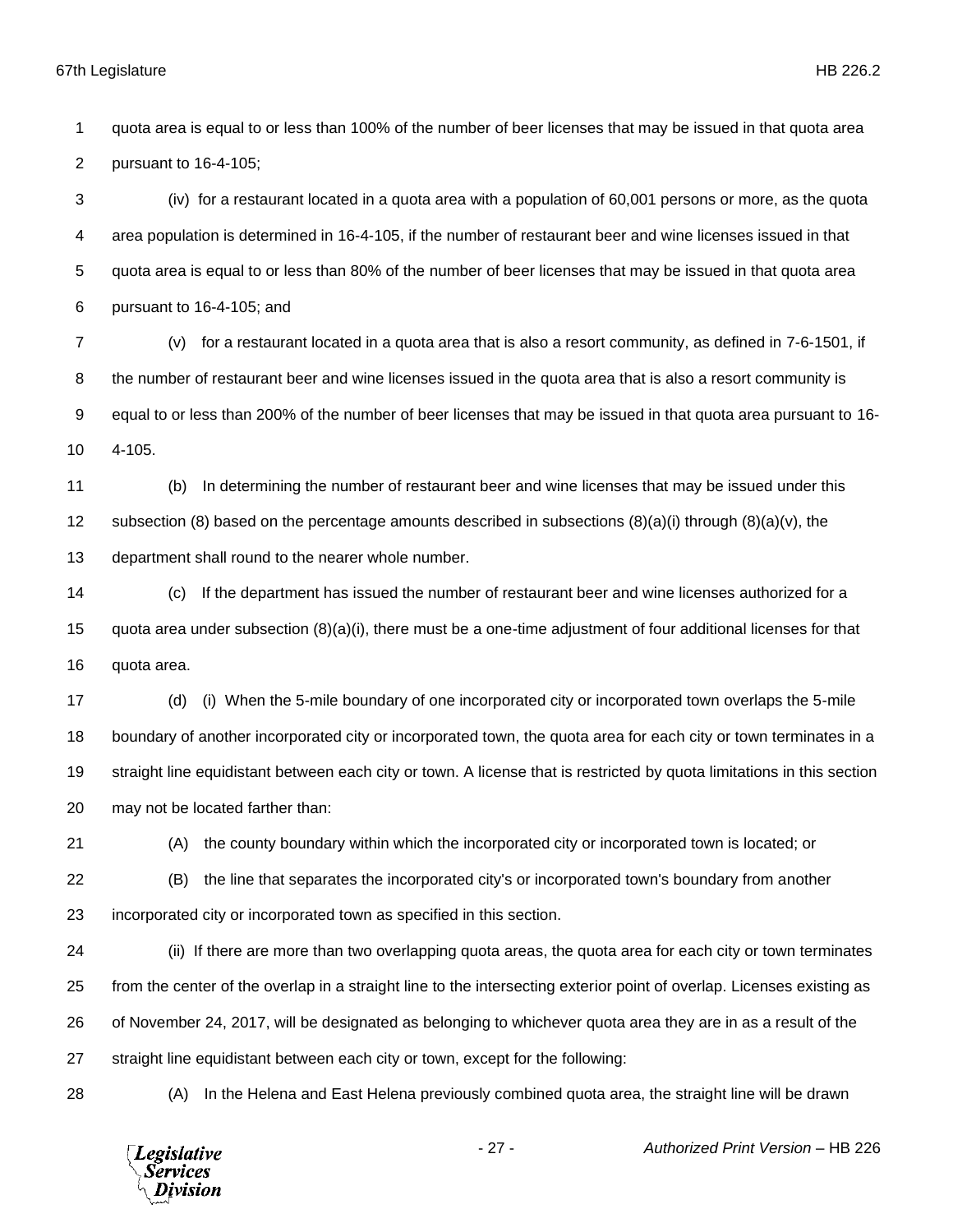quota area is equal to or less than 100% of the number of beer licenses that may be issued in that quota area pursuant to 16-4-105;

(iv) for a restaurant located in a quota area with a population of 60,001 persons or more, as the quota area population is determined in 16-4-105, if the number of restaurant beer and wine licenses issued in that quota area is equal to or less than 80% of the number of beer licenses that may be issued in that quota area pursuant to 16-4-105; and

(v) for a restaurant located in a quota area that is also a resort community, as defined in 7-6-1501, if the number of restaurant beer and wine licenses issued in the quota area that is also a resort community is equal to or less than 200% of the number of beer licenses that may be issued in that quota area pursuant to 16-4-105.

(b) In determining the number of restaurant beer and wine licenses that may be issued under this subsection (8) based on the percentage amounts described in subsections (8)(a)(i) through (8)(a)(v), the department shall round to the nearer whole number.

(c) If the department has issued the number of restaurant beer and wine licenses authorized for a quota area under subsection (8)(a)(i), there must be a one-time adjustment of four additional licenses for that quota area.

(d) (i) When the 5-mile boundary of one incorporated city or incorporated town overlaps the 5-mile boundary of another incorporated city or incorporated town, the quota area for each city or town terminates in a straight line equidistant between each city or town. A license that is restricted by quota limitations in this section may not be located farther than:

(A) the county boundary within which the incorporated city or incorporated town is located; or

(B) the line that separates the incorporated city's or incorporated town's boundary from another incorporated city or incorporated town as specified in this section.

(ii) If there are more than two overlapping quota areas, the quota area for each city or town terminates from the center of the overlap in a straight line to the intersecting exterior point of overlap. Licenses existing as of November 24, 2017, will be designated as belonging to whichever quota area they are in as a result of the straight line equidistant between each city or town, except for the following:

(A) In the Helena and East Helena previously combined quota area, the straight line will be drawn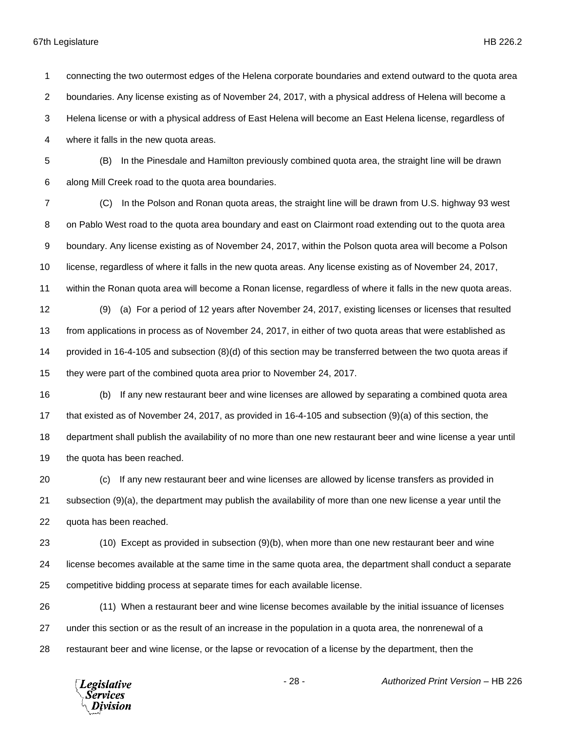connecting the two outermost edges of the Helena corporate boundaries and extend outward to the quota area boundaries. Any license existing as of November 24, 2017, with a physical address of Helena will become a Helena license or with a physical address of East Helena will become an East Helena license, regardless of where it falls in the new quota areas.

(B) In the Pinesdale and Hamilton previously combined quota area, the straight line will be drawn along Mill Creek road to the quota area boundaries.

(C) In the Polson and Ronan quota areas, the straight line will be drawn from U.S. highway 93 west on Pablo West road to the quota area boundary and east on Clairmont road extending out to the quota area boundary. Any license existing as of November 24, 2017, within the Polson quota area will become a Polson license, regardless of where it falls in the new quota areas. Any license existing as of November 24, 2017, within the Ronan quota area will become a Ronan license, regardless of where it falls in the new quota areas.

(9) (a) For a period of 12 years after November 24, 2017, existing licenses or licenses that resulted from applications in process as of November 24, 2017, in either of two quota areas that were established as provided in 16-4-105 and subsection (8)(d) of this section may be transferred between the two quota areas if they were part of the combined quota area prior to November 24, 2017.

(b) If any new restaurant beer and wine licenses are allowed by separating a combined quota area that existed as of November 24, 2017, as provided in 16-4-105 and subsection (9)(a) of this section, the department shall publish the availability of no more than one new restaurant beer and wine license a year until the quota has been reached.

(c) If any new restaurant beer and wine licenses are allowed by license transfers as provided in subsection (9)(a), the department may publish the availability of more than one new license a year until the quota has been reached.

(10) Except as provided in subsection (9)(b), when more than one new restaurant beer and wine license becomes available at the same time in the same quota area, the department shall conduct a separate competitive bidding process at separate times for each available license.

(11) When a restaurant beer and wine license becomes available by the initial issuance of licenses under this section or as the result of an increase in the population in a quota area, the nonrenewal of a restaurant beer and wine license, or the lapse or revocation of a license by the department, then the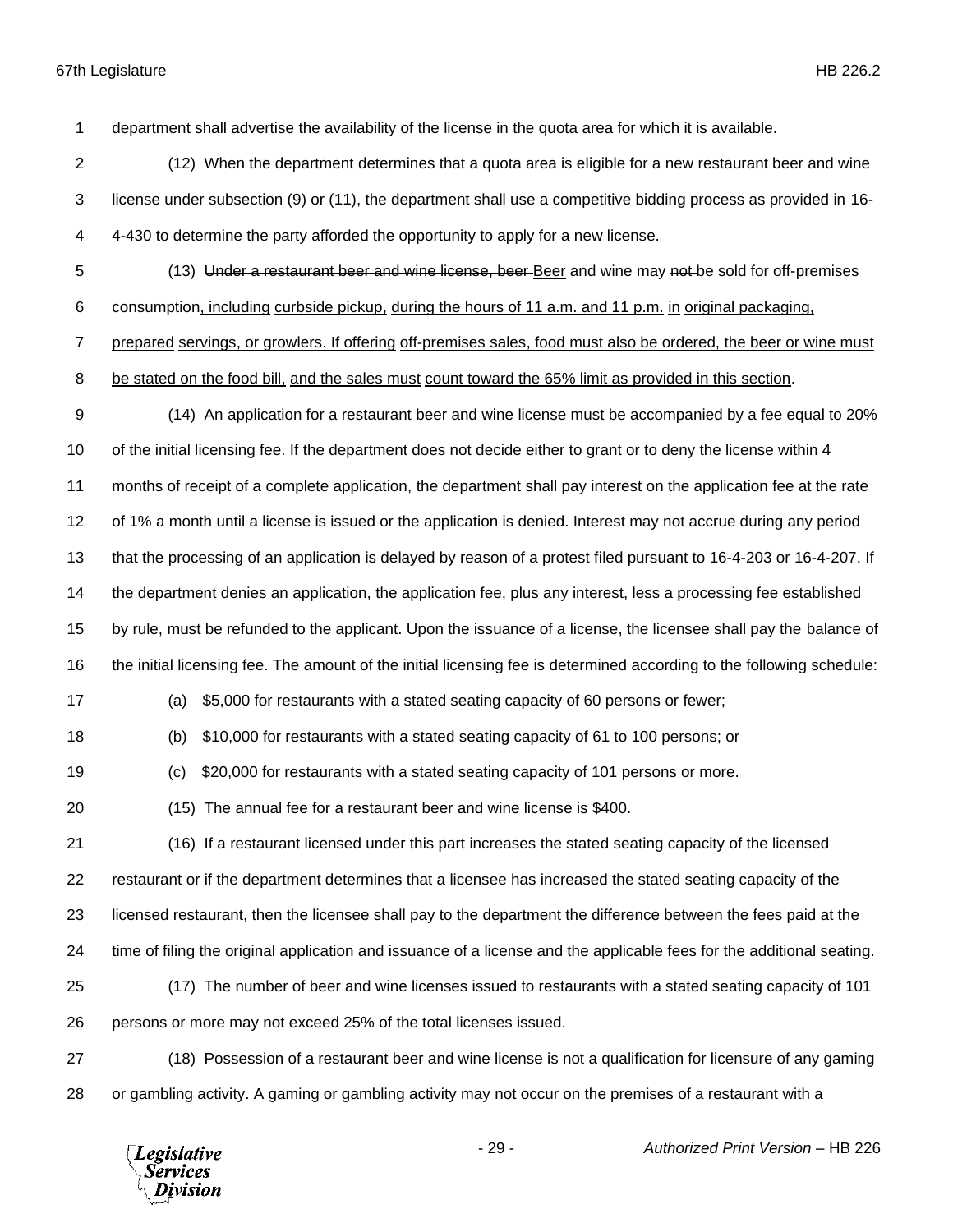department shall advertise the availability of the license in the quota area for which it is available.

(12) When the department determines that a quota area is eligible for a new restaurant beer and wine license under subsection (9) or (11), the department shall use a competitive bidding process as provided in 16-4-430 to determine the party afforded the opportunity to apply for a new license.

(13) ~~Under a restaurant beer and wine license, beer~~ Beer and wine may ~~not~~ be sold for off-premises consumption, including curbside pickup, during the hours of 11 a.m. and 11 p.m. in original packaging, prepared servings, or growlers. If offering off-premises sales, food must also be ordered, the beer or wine must be stated on the food bill, and the sales must count toward the 65% limit as provided in this section.

(14) An application for a restaurant beer and wine license must be accompanied by a fee equal to 20% of the initial licensing fee. If the department does not decide either to grant or to deny the license within 4 months of receipt of a complete application, the department shall pay interest on the application fee at the rate of 1% a month until a license is issued or the application is denied. Interest may not accrue during any period that the processing of an application is delayed by reason of a protest filed pursuant to 16-4-203 or 16-4-207. If the department denies an application, the application fee, plus any interest, less a processing fee established by rule, must be refunded to the applicant. Upon the issuance of a license, the licensee shall pay the balance of the initial licensing fee. The amount of the initial licensing fee is determined according to the following schedule:

(a) $5,000 for restaurants with a stated seating capacity of 60 persons or fewer;

(b) $10,000 for restaurants with a stated seating capacity of 61 to 100 persons; or

(c) $20,000 for restaurants with a stated seating capacity of 101 persons or more.

(15) The annual fee for a restaurant beer and wine license is $400.

(16) If a restaurant licensed under this part increases the stated seating capacity of the licensed restaurant or if the department determines that a licensee has increased the stated seating capacity of the licensed restaurant, then the licensee shall pay to the department the difference between the fees paid at the time of filing the original application and issuance of a license and the applicable fees for the additional seating.

(17) The number of beer and wine licenses issued to restaurants with a stated seating capacity of 101 persons or more may not exceed 25% of the total licenses issued.

(18) Possession of a restaurant beer and wine license is not a qualification for licensure of any gaming or gambling activity. A gaming or gambling activity may not occur on the premises of a restaurant with a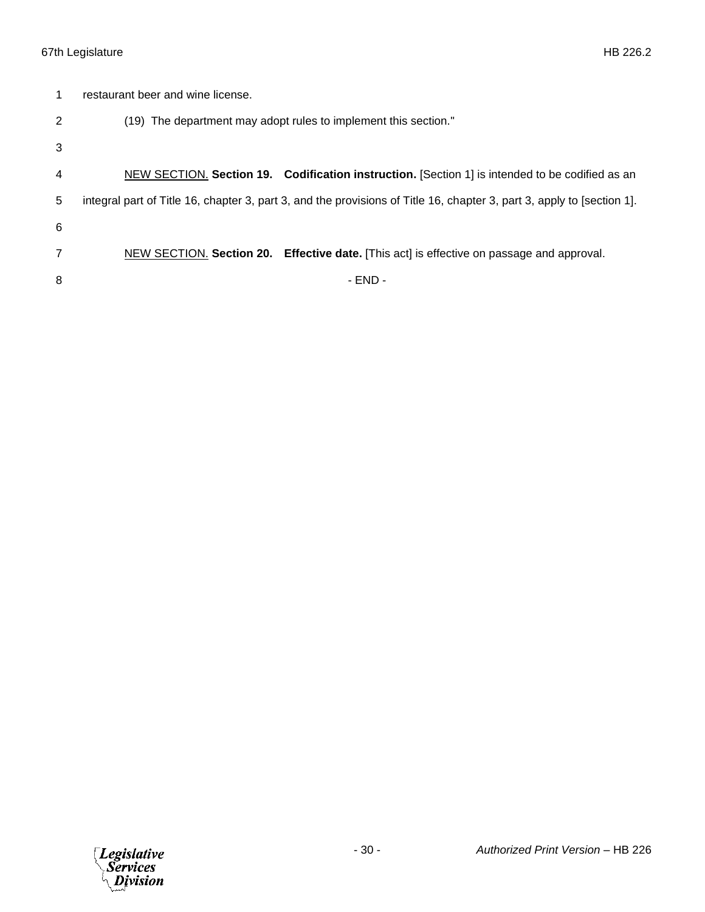restaurant beer and wine license.

(19) The department may adopt rules to implement this section."

NEW SECTION. **Section 19. Codification instruction.** [Section 1] is intended to be codified as an integral part of Title 16, chapter 3, part 3, and the provisions of Title 16, chapter 3, part 3, apply to [section 1].

NEW SECTION. **Section 20. Effective date.** [This act] is effective on passage and approval.

- END -